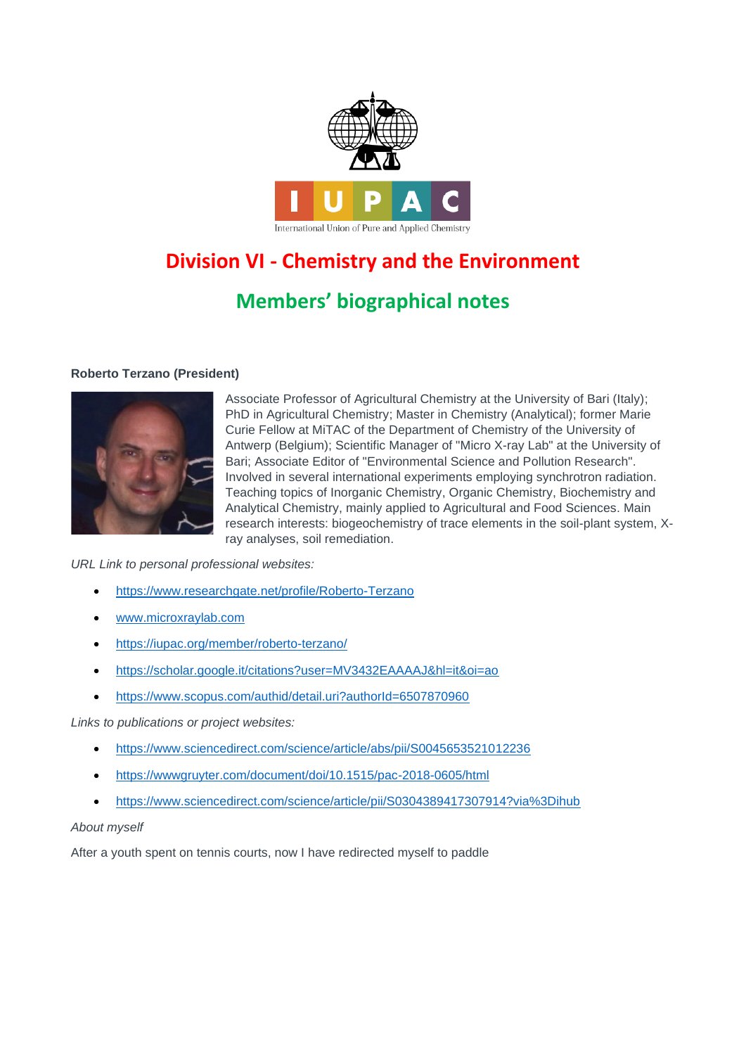International Union of Pure and Applied Chemistry

# Division VI - Chemistry and the Environment

## Members' biographical notes

**Roberto Terzano (President)**

Associate Professor of Agricultural Chemistry at the University of Bari (Italy); PhD in Agricultural Chemistry; Master in Chemistry (Analytical); former Marie Curie Fellow at MiTAC of the Department of Chemistry of the University of Antwerp (Belgium); Scientific Manager of "Micro X-ray Lab" at the University of Bari; Associate Editor of "Environmental Science and Pollution Research". Involved in several international experiments employing synchrotron radiation. Teaching topics of Inorganic Chemistry, Organic Chemistry, Biochemistry and Analytical Chemistry, mainly applied to Agricultural and Food Sciences. Main research interests: biogeochemistry of trace elements in the soil-plant system, X-ray analyses, soil remediation.

*URL Link to personal professional websites:*

- https://www.researchgate.net/profile/Roberto-Terzano
- www.microxraylab.com
- https://iupac.org/member/roberto-terzano/
- https://scholar.google.it/citations?user=MV3432EAAAAJ&hl=it&oi=ao
- https://www.scopus.com/authid/detail.uri?authorId=6507870960

*Links to publications or project websites:*

- https://www.sciencedirect.com/science/article/abs/pii/S0045653521012236
- https://wwwgruyter.com/document/doi/10.1515/pac-2018-0605/html
- https://www.sciencedirect.com/science/article/pii/S0304389417307914?via%3Dihub

*About myself*

After a youth spent on tennis courts, now I have redirected myself to paddle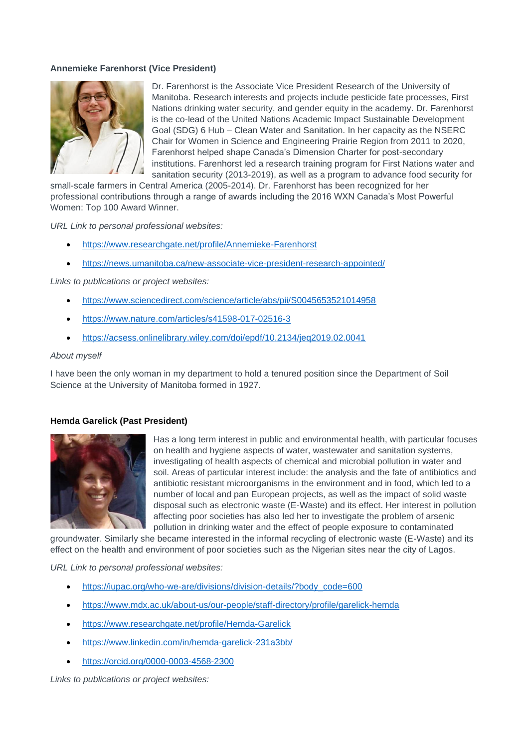**Annemieke Farenhorst (Vice President)**

Dr. Farenhorst is the Associate Vice President Research of the University of Manitoba. Research interests and projects include pesticide fate processes, First Nations drinking water security, and gender equity in the academy. Dr. Farenhorst is the co-lead of the United Nations Academic Impact Sustainable Development Goal (SDG) 6 Hub – Clean Water and Sanitation. In her capacity as the NSERC Chair for Women in Science and Engineering Prairie Region from 2011 to 2020, Farenhorst helped shape Canada's Dimension Charter for post-secondary institutions. Farenhorst led a research training program for First Nations water and sanitation security (2013-2019), as well as a program to advance food security for small-scale farmers in Central America (2005-2014). Dr. Farenhorst has been recognized for her professional contributions through a range of awards including the 2016 WXN Canada's Most Powerful Women: Top 100 Award Winner.

*URL Link to personal professional websites:*

- https://www.researchgate.net/profile/Annemieke-Farenhorst
- https://news.umanitoba.ca/new-associate-vice-president-research-appointed/

*Links to publications or project websites:*

- https://www.sciencedirect.com/science/article/abs/pii/S0045653521014958
- https://www.nature.com/articles/s41598-017-02516-3
- https://acsess.onlinelibrary.wiley.com/doi/epdf/10.2134/jeq2019.02.0041

*About myself*

I have been the only woman in my department to hold a tenured position since the Department of Soil Science at the University of Manitoba formed in 1927.

**Hemda Garelick (Past President)**

Has a long term interest in public and environmental health, with particular focuses on health and hygiene aspects of water, wastewater and sanitation systems, investigating of health aspects of chemical and microbial pollution in water and soil. Areas of particular interest include: the analysis and the fate of antibiotics and antibiotic resistant microorganisms in the environment and in food, which led to a number of local and pan European projects, as well as the impact of solid waste disposal such as electronic waste (E-Waste) and its effect. Her interest in pollution affecting poor societies has also led her to investigate the problem of arsenic pollution in drinking water and the effect of people exposure to contaminated groundwater. Similarly she became interested in the informal recycling of electronic waste (E-Waste) and its effect on the health and environment of poor societies such as the Nigerian sites near the city of Lagos.

*URL Link to personal professional websites:*

- https://iupac.org/who-we-are/divisions/division-details/?body_code=600
- https://www.mdx.ac.uk/about-us/our-people/staff-directory/profile/garelick-hemda
- https://www.researchgate.net/profile/Hemda-Garelick
- https://www.linkedin.com/in/hemda-garelick-231a3bb/
- https://orcid.org/0000-0003-4568-2300

*Links to publications or project websites:*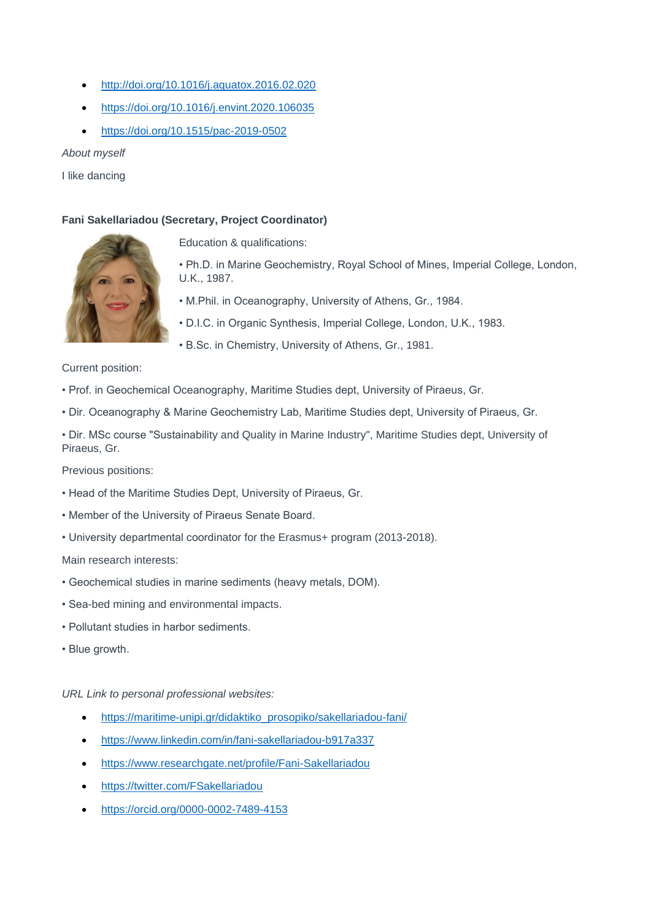- http://doi.org/10.1016/j.aquatox.2016.02.020
- https://doi.org/10.1016/j.envint.2020.106035
- https://doi.org/10.1515/pac-2019-0502

*About myself*

I like dancing

**Fani Sakellariadou (Secretary, Project Coordinator)**

Education & qualifications:

• Ph.D. in Marine Geochemistry, Royal School of Mines, Imperial College, London, U.K., 1987.

• M.Phil. in Oceanography, University of Athens, Gr., 1984.

• D.I.C. in Organic Synthesis, Imperial College, London, U.K., 1983.

• B.Sc. in Chemistry, University of Athens, Gr., 1981.

Current position:

• Prof. in Geochemical Oceanography, Maritime Studies dept, University of Piraeus, Gr.

• Dir. Oceanography & Marine Geochemistry Lab, Maritime Studies dept, University of Piraeus, Gr.

• Dir. MSc course "Sustainability and Quality in Marine Industry", Maritime Studies dept, University of Piraeus, Gr.

Previous positions:

• Head of the Maritime Studies Dept, University of Piraeus, Gr.

• Member of the University of Piraeus Senate Board.

• University departmental coordinator for the Erasmus+ program (2013-2018).

Main research interests:

• Geochemical studies in marine sediments (heavy metals, DOM).

• Sea-bed mining and environmental impacts.

• Pollutant studies in harbor sediments.

• Blue growth.

*URL Link to personal professional websites:*

- https://maritime-unipi.gr/didaktiko_prosopiko/sakellariadou-fani/
- https://www.linkedin.com/in/fani-sakellariadou-b917a337
- https://www.researchgate.net/profile/Fani-Sakellariadou
- https://twitter.com/FSakellariadou
- https://orcid.org/0000-0002-7489-4153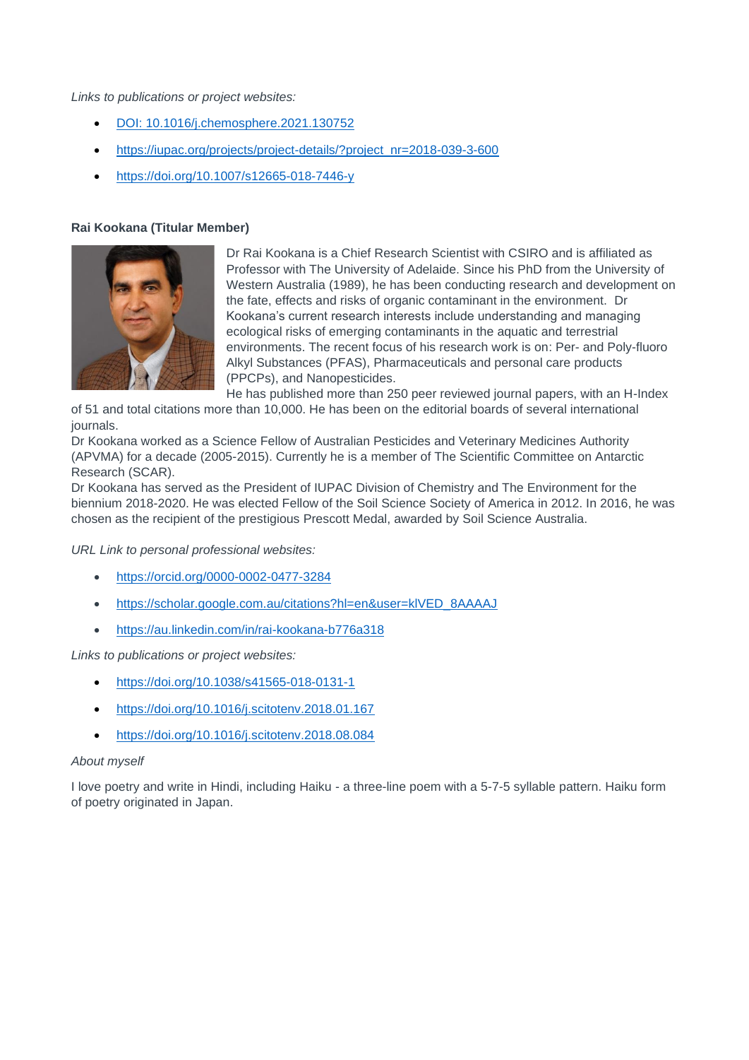*Links to publications or project websites:*

- DOI: 10.1016/j.chemosphere.2021.130752
- https://iupac.org/projects/project-details/?project_nr=2018-039-3-600
- https://doi.org/10.1007/s12665-018-7446-y

**Rai Kookana (Titular Member)**

Dr Rai Kookana is a Chief Research Scientist with CSIRO and is affiliated as Professor with The University of Adelaide. Since his PhD from the University of Western Australia (1989), he has been conducting research and development on the fate, effects and risks of organic contaminant in the environment. Dr Kookana's current research interests include understanding and managing ecological risks of emerging contaminants in the aquatic and terrestrial environments. The recent focus of his research work is on: Per- and Poly-fluoro Alkyl Substances (PFAS), Pharmaceuticals and personal care products (PPCPs), and Nanopesticides.

He has published more than 250 peer reviewed journal papers, with an H-Index of 51 and total citations more than 10,000. He has been on the editorial boards of several international journals.

Dr Kookana worked as a Science Fellow of Australian Pesticides and Veterinary Medicines Authority (APVMA) for a decade (2005-2015). Currently he is a member of The Scientific Committee on Antarctic Research (SCAR).

Dr Kookana has served as the President of IUPAC Division of Chemistry and The Environment for the biennium 2018-2020. He was elected Fellow of the Soil Science Society of America in 2012. In 2016, he was chosen as the recipient of the prestigious Prescott Medal, awarded by Soil Science Australia.

*URL Link to personal professional websites:*

- https://orcid.org/0000-0002-0477-3284
- https://scholar.google.com.au/citations?hl=en&user=klVED_8AAAAJ
- https://au.linkedin.com/in/rai-kookana-b776a318

*Links to publications or project websites:*

- https://doi.org/10.1038/s41565-018-0131-1
- https://doi.org/10.1016/j.scitotenv.2018.01.167
- https://doi.org/10.1016/j.scitotenv.2018.08.084

*About myself*

I love poetry and write in Hindi, including Haiku - a three-line poem with a 5-7-5 syllable pattern. Haiku form of poetry originated in Japan.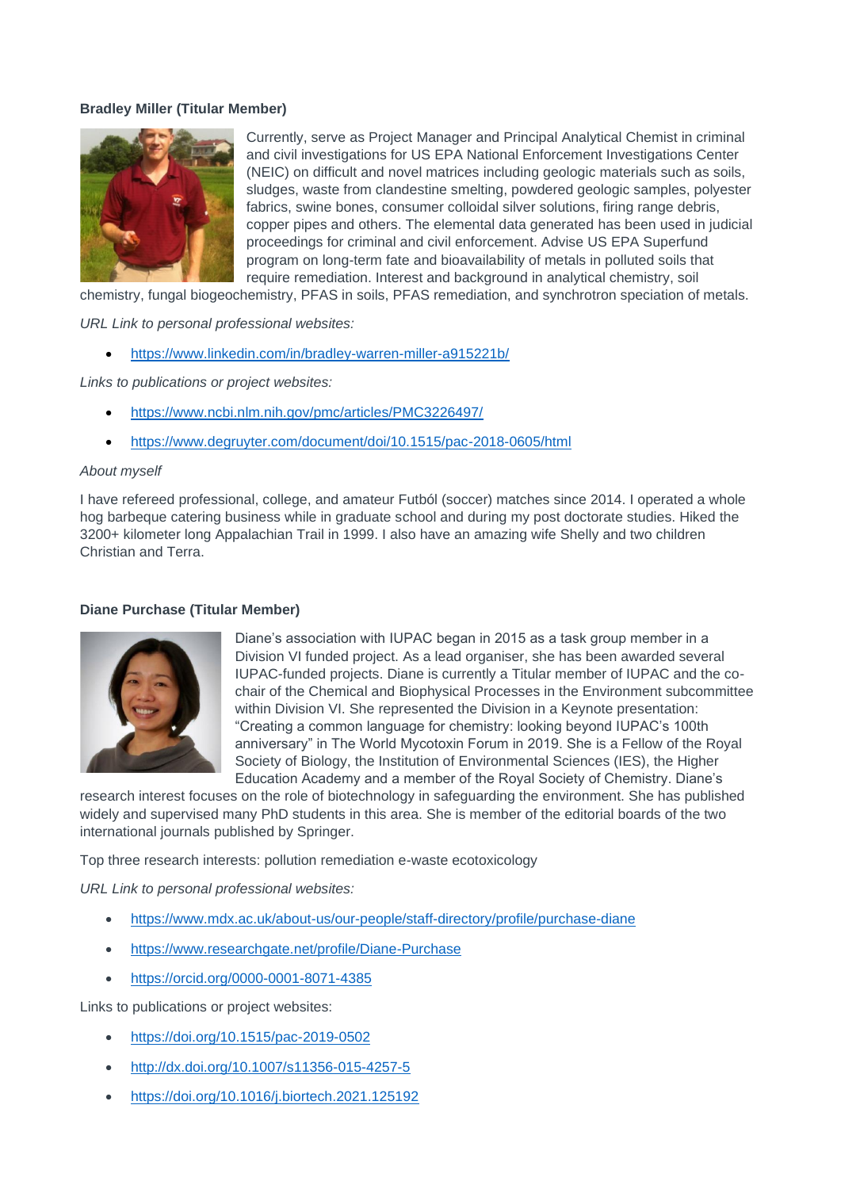**Bradley Miller (Titular Member)**

Currently, serve as Project Manager and Principal Analytical Chemist in criminal and civil investigations for US EPA National Enforcement Investigations Center (NEIC) on difficult and novel matrices including geologic materials such as soils, sludges, waste from clandestine smelting, powdered geologic samples, polyester fabrics, swine bones, consumer colloidal silver solutions, firing range debris, copper pipes and others. The elemental data generated has been used in judicial proceedings for criminal and civil enforcement. Advise US EPA Superfund program on long-term fate and bioavailability of metals in polluted soils that require remediation. Interest and background in analytical chemistry, soil chemistry, fungal biogeochemistry, PFAS in soils, PFAS remediation, and synchrotron speciation of metals.

*URL Link to personal professional websites:*

- https://www.linkedin.com/in/bradley-warren-miller-a915221b/

*Links to publications or project websites:*

- https://www.ncbi.nlm.nih.gov/pmc/articles/PMC3226497/
- https://www.degruyter.com/document/doi/10.1515/pac-2018-0605/html

*About myself*

I have refereed professional, college, and amateur Futból (soccer) matches since 2014. I operated a whole hog barbeque catering business while in graduate school and during my post doctorate studies. Hiked the 3200+ kilometer long Appalachian Trail in 1999. I also have an amazing wife Shelly and two children Christian and Terra.

**Diane Purchase (Titular Member)**

Diane's association with IUPAC began in 2015 as a task group member in a Division VI funded project. As a lead organiser, she has been awarded several IUPAC-funded projects. Diane is currently a Titular member of IUPAC and the co-chair of the Chemical and Biophysical Processes in the Environment subcommittee within Division VI. She represented the Division in a Keynote presentation: "Creating a common language for chemistry: looking beyond IUPAC's 100th anniversary" in The World Mycotoxin Forum in 2019. She is a Fellow of the Royal Society of Biology, the Institution of Environmental Sciences (IES), the Higher Education Academy and a member of the Royal Society of Chemistry. Diane's research interest focuses on the role of biotechnology in safeguarding the environment. She has published widely and supervised many PhD students in this area. She is member of the editorial boards of the two international journals published by Springer.

Top three research interests: pollution remediation e-waste ecotoxicology

*URL Link to personal professional websites:*

- https://www.mdx.ac.uk/about-us/our-people/staff-directory/profile/purchase-diane
- https://www.researchgate.net/profile/Diane-Purchase
- https://orcid.org/0000-0001-8071-4385

Links to publications or project websites:

- https://doi.org/10.1515/pac-2019-0502
- http://dx.doi.org/10.1007/s11356-015-4257-5
- https://doi.org/10.1016/j.biortech.2021.125192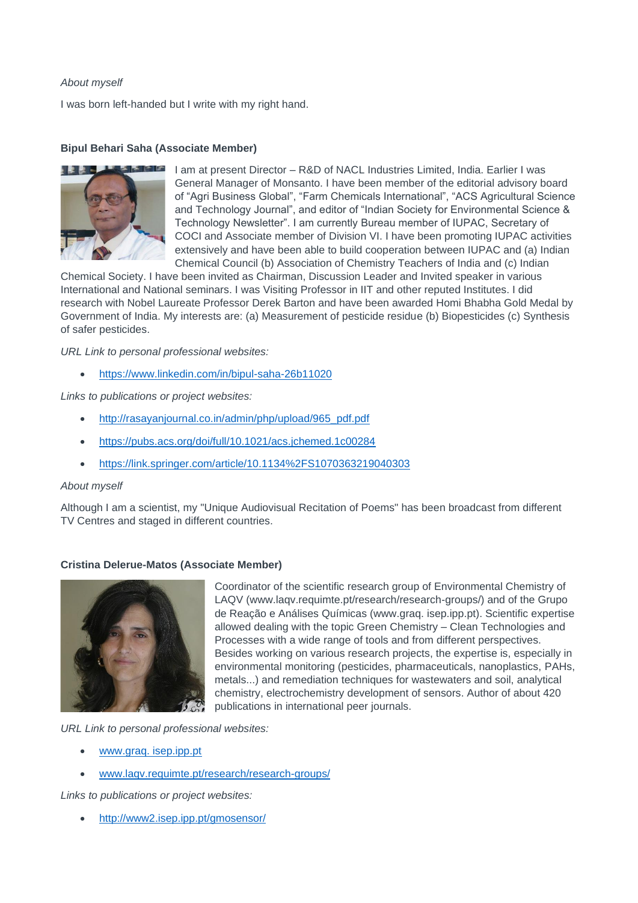*About myself*

I was born left-handed but I write with my right hand.

**Bipul Behari Saha (Associate Member)**

I am at present Director – R&D of NACL Industries Limited, India. Earlier I was General Manager of Monsanto. I have been member of the editorial advisory board of "Agri Business Global", "Farm Chemicals International", "ACS Agricultural Science and Technology Journal", and editor of "Indian Society for Environmental Science & Technology Newsletter". I am currently Bureau member of IUPAC, Secretary of COCI and Associate member of Division VI. I have been promoting IUPAC activities extensively and have been able to build cooperation between IUPAC and (a) Indian Chemical Council (b) Association of Chemistry Teachers of India and (c) Indian Chemical Society. I have been invited as Chairman, Discussion Leader and Invited speaker in various International and National seminars. I was Visiting Professor in IIT and other reputed Institutes. I did research with Nobel Laureate Professor Derek Barton and have been awarded Homi Bhabha Gold Medal by Government of India. My interests are: (a) Measurement of pesticide residue (b) Biopesticides (c) Synthesis of safer pesticides.

*URL Link to personal professional websites:*

- https://www.linkedin.com/in/bipul-saha-26b11020

*Links to publications or project websites:*

- http://rasayanjournal.co.in/admin/php/upload/965_pdf.pdf
- https://pubs.acs.org/doi/full/10.1021/acs.jchemed.1c00284
- https://link.springer.com/article/10.1134%2FS1070363219040303

*About myself*

Although I am a scientist, my "Unique Audiovisual Recitation of Poems" has been broadcast from different TV Centres and staged in different countries.

**Cristina Delerue-Matos (Associate Member)**

Coordinator of the scientific research group of Environmental Chemistry of LAQV (www.laqv.requimte.pt/research/research-groups/) and of the Grupo de Reação e Análises Químicas (www.graq. isep.ipp.pt). Scientific expertise allowed dealing with the topic Green Chemistry – Clean Technologies and Processes with a wide range of tools and from different perspectives. Besides working on various research projects, the expertise is, especially in environmental monitoring (pesticides, pharmaceuticals, nanoplastics, PAHs, metals...) and remediation techniques for wastewaters and soil, analytical chemistry, electrochemistry development of sensors. Author of about 420 publications in international peer journals.

*URL Link to personal professional websites:*

- www.graq. isep.ipp.pt
- www.laqv.requimte.pt/research/research-groups/

*Links to publications or project websites:*

- http://www2.isep.ipp.pt/gmosensor/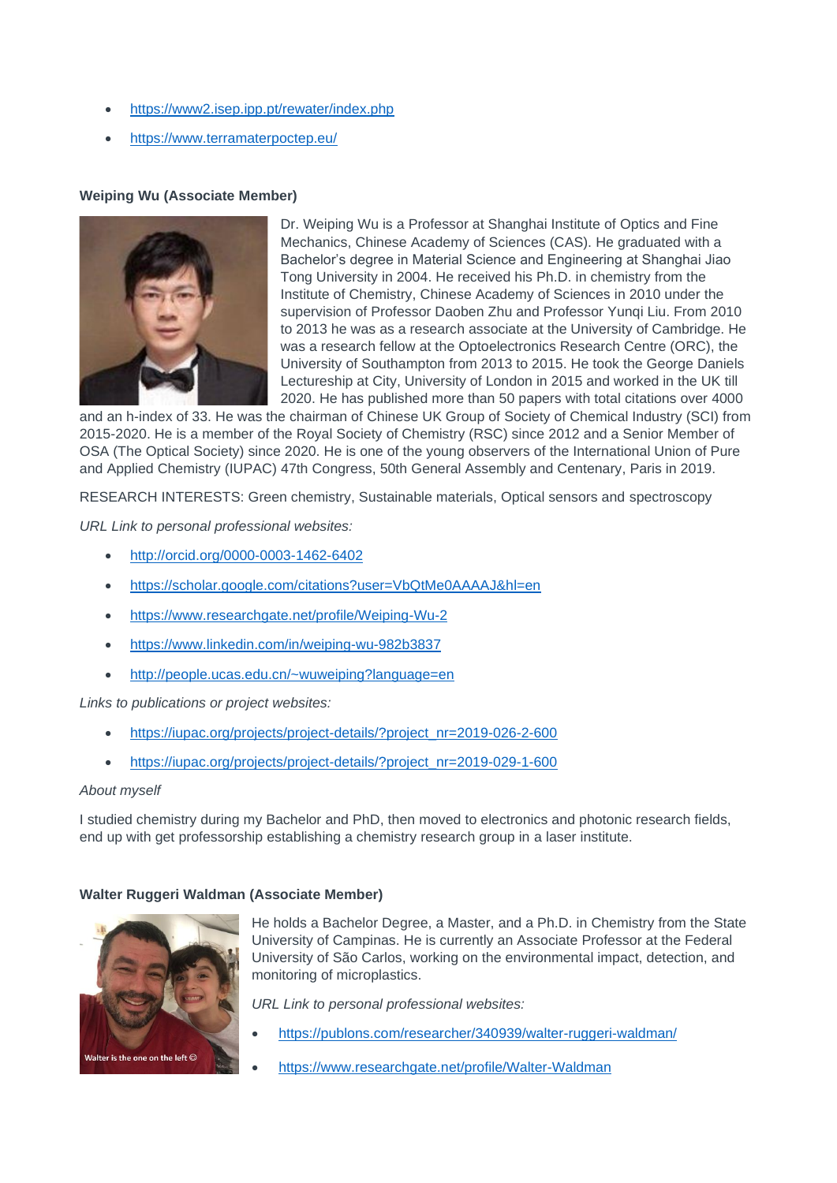- https://www2.isep.ipp.pt/rewater/index.php
- https://www.terramaterpoctep.eu/

**Weiping Wu (Associate Member)**

Dr. Weiping Wu is a Professor at Shanghai Institute of Optics and Fine Mechanics, Chinese Academy of Sciences (CAS). He graduated with a Bachelor's degree in Material Science and Engineering at Shanghai Jiao Tong University in 2004. He received his Ph.D. in chemistry from the Institute of Chemistry, Chinese Academy of Sciences in 2010 under the supervision of Professor Daoben Zhu and Professor Yunqi Liu. From 2010 to 2013 he was as a research associate at the University of Cambridge. He was a research fellow at the Optoelectronics Research Centre (ORC), the University of Southampton from 2013 to 2015. He took the George Daniels Lectureship at City, University of London in 2015 and worked in the UK till 2020. He has published more than 50 papers with total citations over 4000 and an h-index of 33. He was the chairman of Chinese UK Group of Society of Chemical Industry (SCI) from 2015-2020. He is a member of the Royal Society of Chemistry (RSC) since 2012 and a Senior Member of OSA (The Optical Society) since 2020. He is one of the young observers of the International Union of Pure and Applied Chemistry (IUPAC) 47th Congress, 50th General Assembly and Centenary, Paris in 2019.

RESEARCH INTERESTS: Green chemistry, Sustainable materials, Optical sensors and spectroscopy

*URL Link to personal professional websites:*

- http://orcid.org/0000-0003-1462-6402
- https://scholar.google.com/citations?user=VbQtMe0AAAAJ&hl=en
- https://www.researchgate.net/profile/Weiping-Wu-2
- https://www.linkedin.com/in/weiping-wu-982b3837
- http://people.ucas.edu.cn/~wuweiping?language=en

*Links to publications or project websites:*

- https://iupac.org/projects/project-details/?project_nr=2019-026-2-600
- https://iupac.org/projects/project-details/?project_nr=2019-029-1-600

*About myself*

I studied chemistry during my Bachelor and PhD, then moved to electronics and photonic research fields, end up with get professorship establishing a chemistry research group in a laser institute.

**Walter Ruggeri Waldman (Associate Member)**

He holds a Bachelor Degree, a Master, and a Ph.D. in Chemistry from the State University of Campinas. He is currently an Associate Professor at the Federal University of São Carlos, working on the environmental impact, detection, and monitoring of microplastics.

*URL Link to personal professional websites:*

- https://publons.com/researcher/340939/walter-ruggeri-waldman/
- https://www.researchgate.net/profile/Walter-Waldman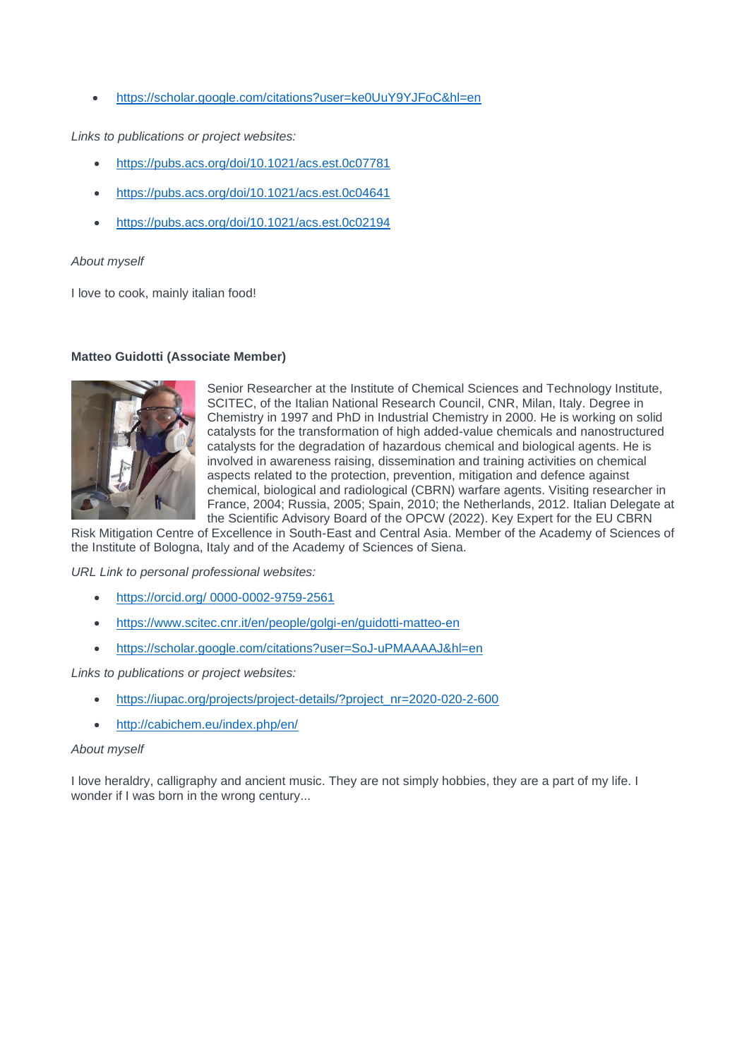- https://scholar.google.com/citations?user=ke0UuY9YJFoC&hl=en

*Links to publications or project websites:*

- https://pubs.acs.org/doi/10.1021/acs.est.0c07781
- https://pubs.acs.org/doi/10.1021/acs.est.0c04641
- https://pubs.acs.org/doi/10.1021/acs.est.0c02194

*About myself*

I love to cook, mainly italian food!

**Matteo Guidotti (Associate Member)**

Senior Researcher at the Institute of Chemical Sciences and Technology Institute, SCITEC, of the Italian National Research Council, CNR, Milan, Italy. Degree in Chemistry in 1997 and PhD in Industrial Chemistry in 2000. He is working on solid catalysts for the transformation of high added-value chemicals and nanostructured catalysts for the degradation of hazardous chemical and biological agents. He is involved in awareness raising, dissemination and training activities on chemical aspects related to the protection, prevention, mitigation and defence against chemical, biological and radiological (CBRN) warfare agents. Visiting researcher in France, 2004; Russia, 2005; Spain, 2010; the Netherlands, 2012. Italian Delegate at the Scientific Advisory Board of the OPCW (2022). Key Expert for the EU CBRN Risk Mitigation Centre of Excellence in South-East and Central Asia. Member of the Academy of Sciences of the Institute of Bologna, Italy and of the Academy of Sciences of Siena.

*URL Link to personal professional websites:*

- https://orcid.org/ 0000-0002-9759-2561
- https://www.scitec.cnr.it/en/people/golgi-en/guidotti-matteo-en
- https://scholar.google.com/citations?user=SoJ-uPMAAAAJ&hl=en

*Links to publications or project websites:*

- https://iupac.org/projects/project-details/?project_nr=2020-020-2-600
- http://cabichem.eu/index.php/en/

*About myself*

I love heraldry, calligraphy and ancient music. They are not simply hobbies, they are a part of my life. I wonder if I was born in the wrong century...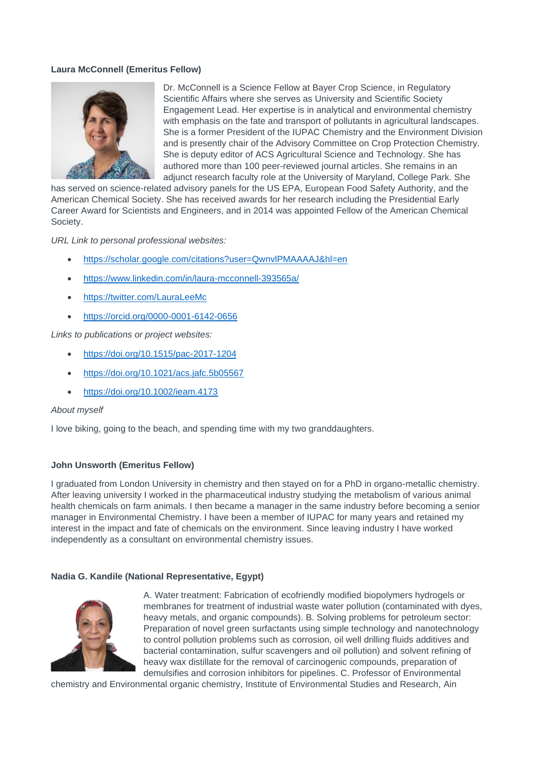**Laura McConnell (Emeritus Fellow)**

Dr. McConnell is a Science Fellow at Bayer Crop Science, in Regulatory Scientific Affairs where she serves as University and Scientific Society Engagement Lead. Her expertise is in analytical and environmental chemistry with emphasis on the fate and transport of pollutants in agricultural landscapes. She is a former President of the IUPAC Chemistry and the Environment Division and is presently chair of the Advisory Committee on Crop Protection Chemistry. She is deputy editor of ACS Agricultural Science and Technology. She has authored more than 100 peer-reviewed journal articles. She remains in an adjunct research faculty role at the University of Maryland, College Park. She has served on science-related advisory panels for the US EPA, European Food Safety Authority, and the American Chemical Society. She has received awards for her research including the Presidential Early Career Award for Scientists and Engineers, and in 2014 was appointed Fellow of the American Chemical Society.

*URL Link to personal professional websites:*

- https://scholar.google.com/citations?user=QwnvlPMAAAAJ&hl=en
- https://www.linkedin.com/in/laura-mcconnell-393565a/
- https://twitter.com/LauraLeeMc
- https://orcid.org/0000-0001-6142-0656

*Links to publications or project websites:*

- https://doi.org/10.1515/pac-2017-1204
- https://doi.org/10.1021/acs.jafc.5b05567
- https://doi.org/10.1002/ieam.4173

*About myself*

I love biking, going to the beach, and spending time with my two granddaughters.

**John Unsworth (Emeritus Fellow)**

I graduated from London University in chemistry and then stayed on for a PhD in organo-metallic chemistry. After leaving university I worked in the pharmaceutical industry studying the metabolism of various animal health chemicals on farm animals. I then became a manager in the same industry before becoming a senior manager in Environmental Chemistry. I have been a member of IUPAC for many years and retained my interest in the impact and fate of chemicals on the environment. Since leaving industry I have worked independently as a consultant on environmental chemistry issues.

**Nadia G. Kandile (National Representative, Egypt)**

A. Water treatment: Fabrication of ecofriendly modified biopolymers hydrogels or membranes for treatment of industrial waste water pollution (contaminated with dyes, heavy metals, and organic compounds). B. Solving problems for petroleum sector: Preparation of novel green surfactants using simple technology and nanotechnology to control pollution problems such as corrosion, oil well drilling fluids additives and bacterial contamination, sulfur scavengers and oil pollution) and solvent refining of heavy wax distillate for the removal of carcinogenic compounds, preparation of demulsifies and corrosion inhibitors for pipelines. C. Professor of Environmental chemistry and Environmental organic chemistry, Institute of Environmental Studies and Research, Ain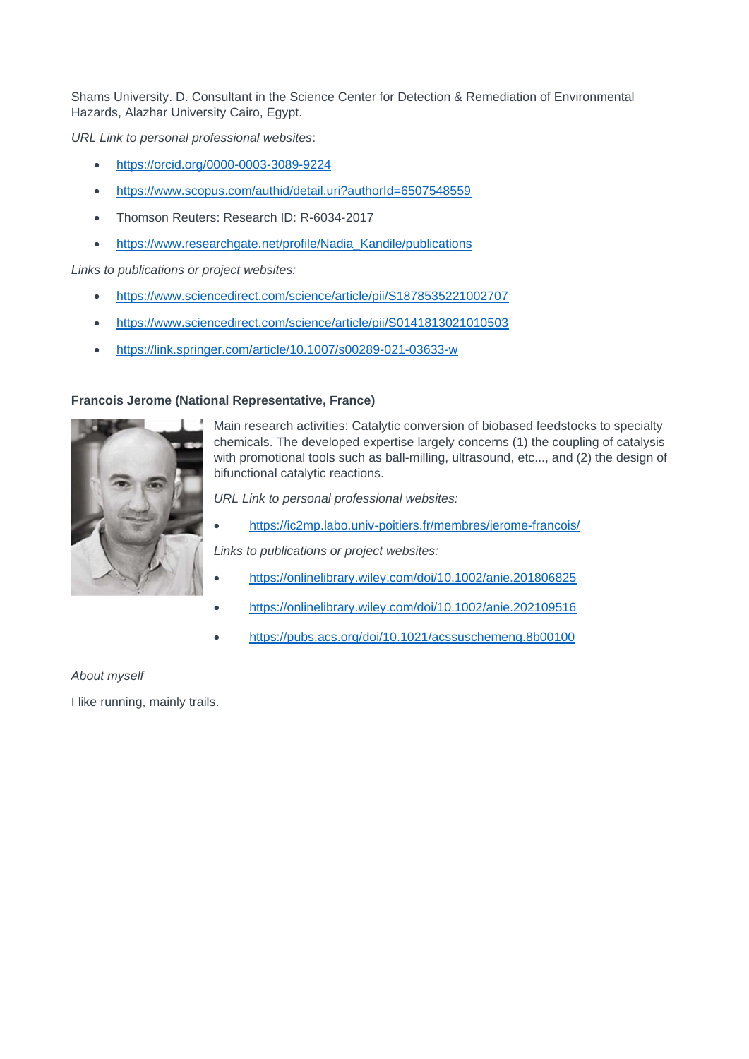Shams University. D. Consultant in the Science Center for Detection & Remediation of Environmental Hazards, Alazhar University Cairo, Egypt.

*URL Link to personal professional websites*:

- https://orcid.org/0000-0003-3089-9224
- https://www.scopus.com/authid/detail.uri?authorId=6507548559
- Thomson Reuters: Research ID: R-6034-2017
- https://www.researchgate.net/profile/Nadia_Kandile/publications

*Links to publications or project websites:*

- https://www.sciencedirect.com/science/article/pii/S1878535221002707
- https://www.sciencedirect.com/science/article/pii/S0141813021010503
- https://link.springer.com/article/10.1007/s00289-021-03633-w

**Francois Jerome (National Representative, France)**

Main research activities: Catalytic conversion of biobased feedstocks to specialty chemicals. The developed expertise largely concerns (1) the coupling of catalysis with promotional tools such as ball-milling, ultrasound, etc..., and (2) the design of bifunctional catalytic reactions.

*URL Link to personal professional websites:*

- https://ic2mp.labo.univ-poitiers.fr/membres/jerome-francois/

*Links to publications or project websites:*

- https://onlinelibrary.wiley.com/doi/10.1002/anie.201806825
- https://onlinelibrary.wiley.com/doi/10.1002/anie.202109516
- https://pubs.acs.org/doi/10.1021/acssuschemeng.8b00100

*About myself*

I like running, mainly trails.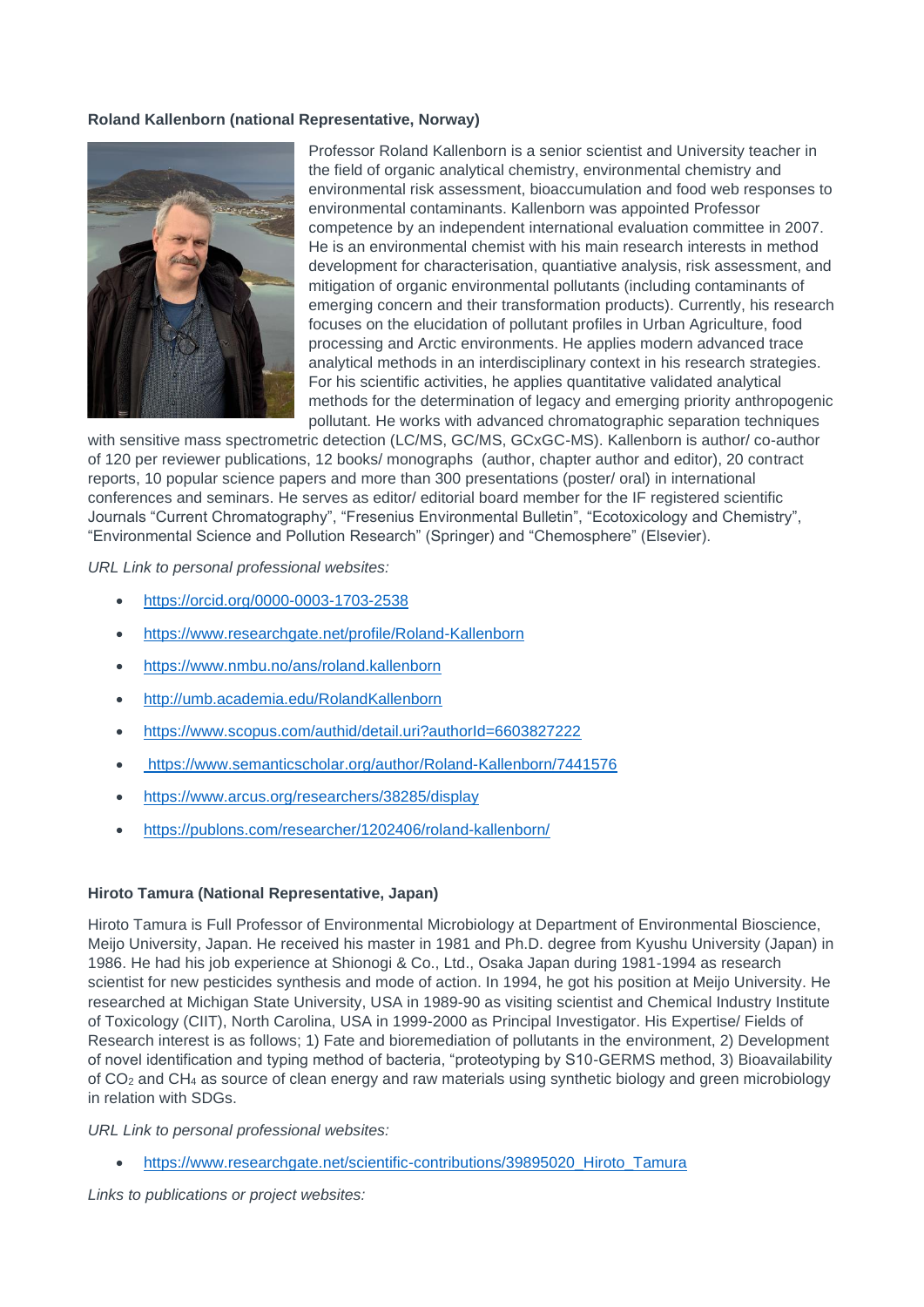**Roland Kallenborn (national Representative, Norway)**

Professor Roland Kallenborn is a senior scientist and University teacher in the field of organic analytical chemistry, environmental chemistry and environmental risk assessment, bioaccumulation and food web responses to environmental contaminants. Kallenborn was appointed Professor competence by an independent international evaluation committee in 2007. He is an environmental chemist with his main research interests in method development for characterisation, quantiative analysis, risk assessment, and mitigation of organic environmental pollutants (including contaminants of emerging concern and their transformation products). Currently, his research focuses on the elucidation of pollutant profiles in Urban Agriculture, food processing and Arctic environments. He applies modern advanced trace analytical methods in an interdisciplinary context in his research strategies. For his scientific activities, he applies quantitative validated analytical methods for the determination of legacy and emerging priority anthropogenic pollutant. He works with advanced chromatographic separation techniques with sensitive mass spectrometric detection (LC/MS, GC/MS, GCxGC-MS). Kallenborn is author/ co-author of 120 per reviewer publications, 12 books/ monographs (author, chapter author and editor), 20 contract reports, 10 popular science papers and more than 300 presentations (poster/ oral) in international conferences and seminars. He serves as editor/ editorial board member for the IF registered scientific Journals "Current Chromatography", "Fresenius Environmental Bulletin", "Ecotoxicology and Chemistry", "Environmental Science and Pollution Research" (Springer) and "Chemosphere" (Elsevier).

*URL Link to personal professional websites:*

- https://orcid.org/0000-0003-1703-2538
- https://www.researchgate.net/profile/Roland-Kallenborn
- https://www.nmbu.no/ans/roland.kallenborn
- http://umb.academia.edu/RolandKallenborn
- https://www.scopus.com/authid/detail.uri?authorId=6603827222
- https://www.semanticscholar.org/author/Roland-Kallenborn/7441576
- https://www.arcus.org/researchers/38285/display
- https://publons.com/researcher/1202406/roland-kallenborn/

**Hiroto Tamura (National Representative, Japan)**

Hiroto Tamura is Full Professor of Environmental Microbiology at Department of Environmental Bioscience, Meijo University, Japan. He received his master in 1981 and Ph.D. degree from Kyushu University (Japan) in 1986. He had his job experience at Shionogi & Co., Ltd., Osaka Japan during 1981-1994 as research scientist for new pesticides synthesis and mode of action. In 1994, he got his position at Meijo University. He researched at Michigan State University, USA in 1989-90 as visiting scientist and Chemical Industry Institute of Toxicology (CIIT), North Carolina, USA in 1999-2000 as Principal Investigator. His Expertise/ Fields of Research interest is as follows; 1) Fate and bioremediation of pollutants in the environment, 2) Development of novel identification and typing method of bacteria, "proteotyping by S10-GERMS method, 3) Bioavailability of $CO_2$ and $CH_4$ as source of clean energy and raw materials using synthetic biology and green microbiology in relation with SDGs.

*URL Link to personal professional websites:*

- https://www.researchgate.net/scientific-contributions/39895020_Hiroto_Tamura

*Links to publications or project websites:*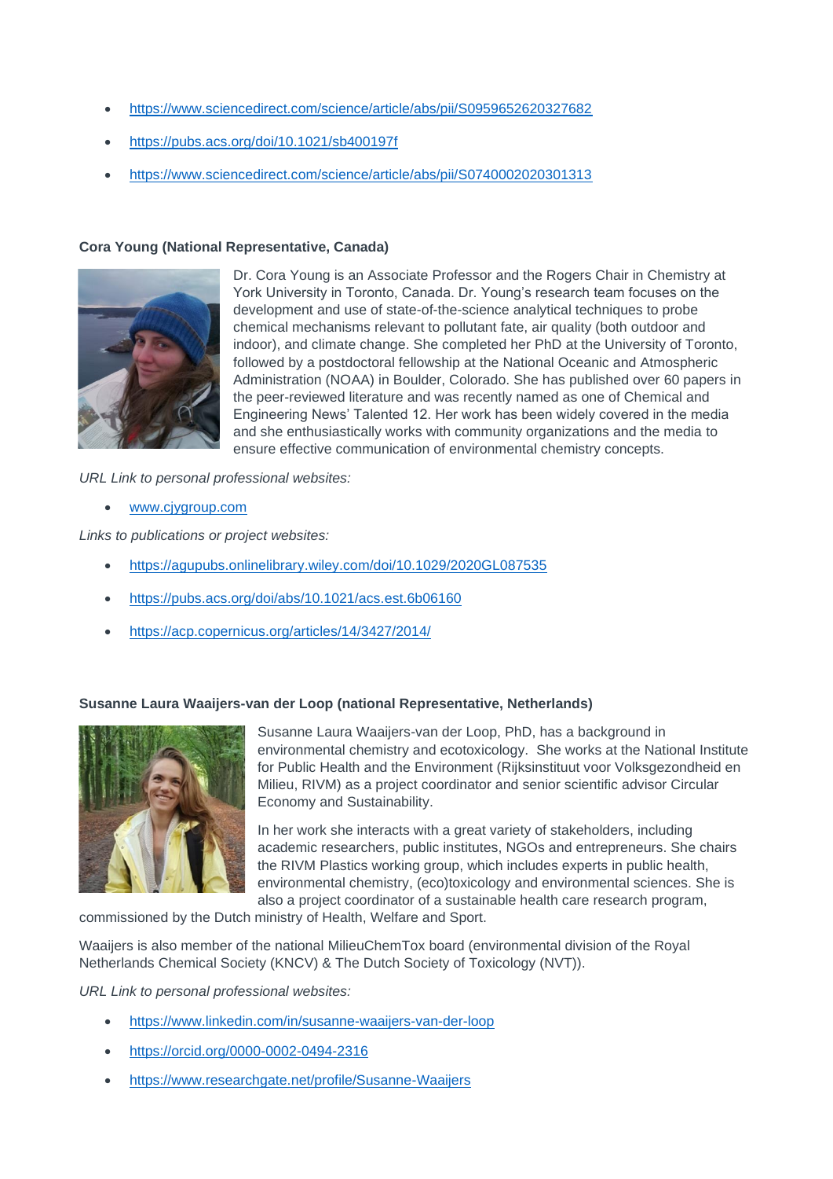- https://www.sciencedirect.com/science/article/abs/pii/S0959652620327682
- https://pubs.acs.org/doi/10.1021/sb400197f
- https://www.sciencedirect.com/science/article/abs/pii/S0740002020301313

**Cora Young (National Representative, Canada)**

Dr. Cora Young is an Associate Professor and the Rogers Chair in Chemistry at York University in Toronto, Canada. Dr. Young's research team focuses on the development and use of state-of-the-science analytical techniques to probe chemical mechanisms relevant to pollutant fate, air quality (both outdoor and indoor), and climate change. She completed her PhD at the University of Toronto, followed by a postdoctoral fellowship at the National Oceanic and Atmospheric Administration (NOAA) in Boulder, Colorado. She has published over 60 papers in the peer-reviewed literature and was recently named as one of Chemical and Engineering News' Talented 12. Her work has been widely covered in the media and she enthusiastically works with community organizations and the media to ensure effective communication of environmental chemistry concepts.

*URL Link to personal professional websites:*

- www.cjygroup.com

*Links to publications or project websites:*

- https://agupubs.onlinelibrary.wiley.com/doi/10.1029/2020GL087535
- https://pubs.acs.org/doi/abs/10.1021/acs.est.6b06160
- https://acp.copernicus.org/articles/14/3427/2014/

**Susanne Laura Waaijers-van der Loop (national Representative, Netherlands)**

Susanne Laura Waaijers-van der Loop, PhD, has a background in environmental chemistry and ecotoxicology. She works at the National Institute for Public Health and the Environment (Rijksinstituut voor Volksgezondheid en Milieu, RIVM) as a project coordinator and senior scientific advisor Circular Economy and Sustainability.

In her work she interacts with a great variety of stakeholders, including academic researchers, public institutes, NGOs and entrepreneurs. She chairs the RIVM Plastics working group, which includes experts in public health, environmental chemistry, (eco)toxicology and environmental sciences. She is also a project coordinator of a sustainable health care research program, commissioned by the Dutch ministry of Health, Welfare and Sport.

Waaijers is also member of the national MilieuChemTox board (environmental division of the Royal Netherlands Chemical Society (KNCV) & The Dutch Society of Toxicology (NVT)).

*URL Link to personal professional websites:*

- https://www.linkedin.com/in/susanne-waaijers-van-der-loop
- https://orcid.org/0000-0002-0494-2316
- https://www.researchgate.net/profile/Susanne-Waaijers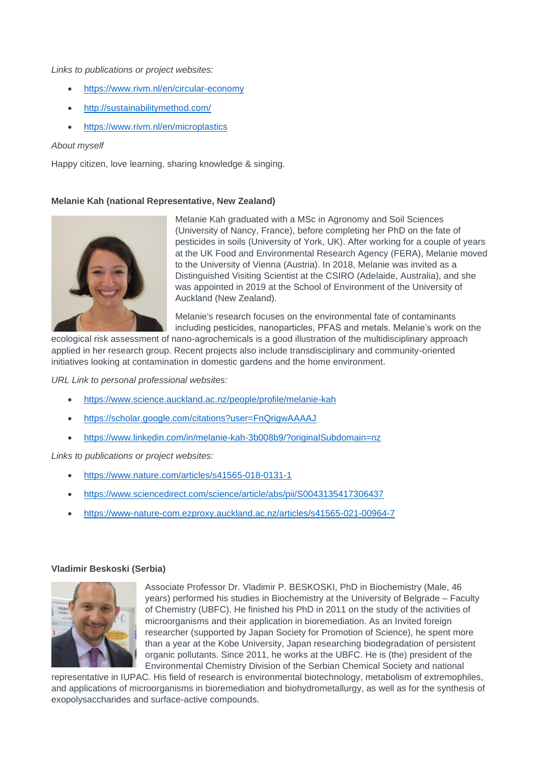*Links to publications or project websites:*

- https://www.rivm.nl/en/circular-economy
- http://sustainabilitymethod.com/
- https://www.rivm.nl/en/microplastics

*About myself*

Happy citizen, love learning, sharing knowledge & singing.

**Melanie Kah (national Representative, New Zealand)**

Melanie Kah graduated with a MSc in Agronomy and Soil Sciences (University of Nancy, France), before completing her PhD on the fate of pesticides in soils (University of York, UK). After working for a couple of years at the UK Food and Environmental Research Agency (FERA), Melanie moved to the University of Vienna (Austria). In 2018, Melanie was invited as a Distinguished Visiting Scientist at the CSIRO (Adelaide, Australia), and she was appointed in 2019 at the School of Environment of the University of Auckland (New Zealand).

Melanie's research focuses on the environmental fate of contaminants including pesticides, nanoparticles, PFAS and metals. Melanie's work on the ecological risk assessment of nano-agrochemicals is a good illustration of the multidisciplinary approach applied in her research group. Recent projects also include transdisciplinary and community-oriented initiatives looking at contamination in domestic gardens and the home environment.

*URL Link to personal professional websites:*

- https://www.science.auckland.ac.nz/people/profile/melanie-kah
- https://scholar.google.com/citations?user=FnQrigwAAAAJ
- https://www.linkedin.com/in/melanie-kah-3b008b9/?originalSubdomain=nz

*Links to publications or project websites:*

- https://www.nature.com/articles/s41565-018-0131-1
- https://www.sciencedirect.com/science/article/abs/pii/S0043135417306437
- https://www-nature-com.ezproxy.auckland.ac.nz/articles/s41565-021-00964-7

**Vladimir Beskoski (Serbia)**

Associate Professor Dr. Vladimir P. BESKOSKI, PhD in Biochemistry (Male, 46 years) performed his studies in Biochemistry at the University of Belgrade – Faculty of Chemistry (UBFC). He finished his PhD in 2011 on the study of the activities of microorganisms and their application in bioremediation. As an Invited foreign researcher (supported by Japan Society for Promotion of Science), he spent more than a year at the Kobe University, Japan researching biodegradation of persistent organic pollutants. Since 2011, he works at the UBFC. He is (the) president of the Environmental Chemistry Division of the Serbian Chemical Society and national representative in IUPAC. His field of research is environmental biotechnology, metabolism of extremophiles, and applications of microorganisms in bioremediation and biohydrometallurgy, as well as for the synthesis of exopolysaccharides and surface-active compounds.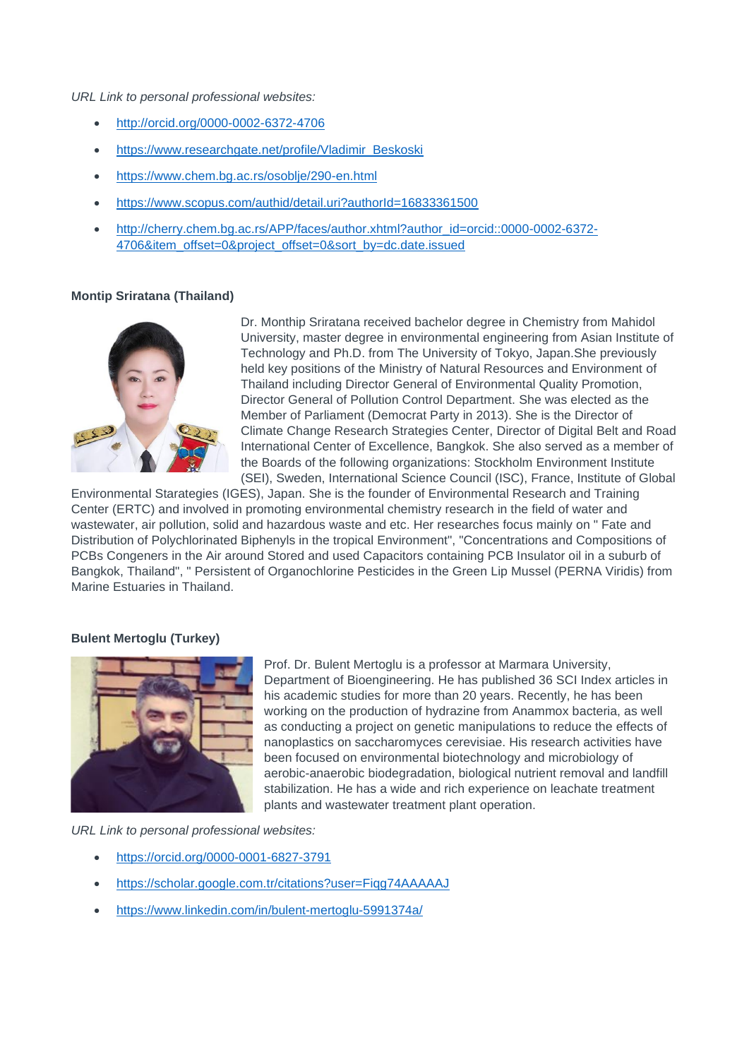*URL Link to personal professional websites:*

- http://orcid.org/0000-0002-6372-4706
- https://www.researchgate.net/profile/Vladimir_Beskoski
- https://www.chem.bg.ac.rs/osoblje/290-en.html
- https://www.scopus.com/authid/detail.uri?authorId=16833361500
- http://cherry.chem.bg.ac.rs/APP/faces/author.xhtml?author_id=orcid::0000-0002-6372-4706&item_offset=0&project_offset=0&sort_by=dc.date.issued

**Montip Sriratana (Thailand)**

Dr. Monthip Sriratana received bachelor degree in Chemistry from Mahidol University, master degree in environmental engineering from Asian Institute of Technology and Ph.D. from The University of Tokyo, Japan.She previously held key positions of the Ministry of Natural Resources and Environment of Thailand including Director General of Environmental Quality Promotion, Director General of Pollution Control Department. She was elected as the Member of Parliament (Democrat Party in 2013). She is the Director of Climate Change Research Strategies Center, Director of Digital Belt and Road International Center of Excellence, Bangkok. She also served as a member of the Boards of the following organizations: Stockholm Environment Institute (SEI), Sweden, International Science Council (ISC), France, Institute of Global Environmental Starategies (IGES), Japan. She is the founder of Environmental Research and Training Center (ERTC) and involved in promoting environmental chemistry research in the field of water and wastewater, air pollution, solid and hazardous waste and etc. Her researches focus mainly on " Fate and Distribution of Polychlorinated Biphenyls in the tropical Environment", "Concentrations and Compositions of PCBs Congeners in the Air around Stored and used Capacitors containing PCB Insulator oil in a suburb of Bangkok, Thailand", " Persistent of Organochlorine Pesticides in the Green Lip Mussel (PERNA Viridis) from Marine Estuaries in Thailand.

**Bulent Mertoglu (Turkey)**

Prof. Dr. Bulent Mertoglu is a professor at Marmara University, Department of Bioengineering. He has published 36 SCI Index articles in his academic studies for more than 20 years. Recently, he has been working on the production of hydrazine from Anammox bacteria, as well as conducting a project on genetic manipulations to reduce the effects of nanoplastics on saccharomyces cerevisiae. His research activities have been focused on environmental biotechnology and microbiology of aerobic-anaerobic biodegradation, biological nutrient removal and landfill stabilization. He has a wide and rich experience on leachate treatment plants and wastewater treatment plant operation.

*URL Link to personal professional websites:*

- https://orcid.org/0000-0001-6827-3791
- https://scholar.google.com.tr/citations?user=Fiqg74AAAAAJ
- https://www.linkedin.com/in/bulent-mertoglu-5991374a/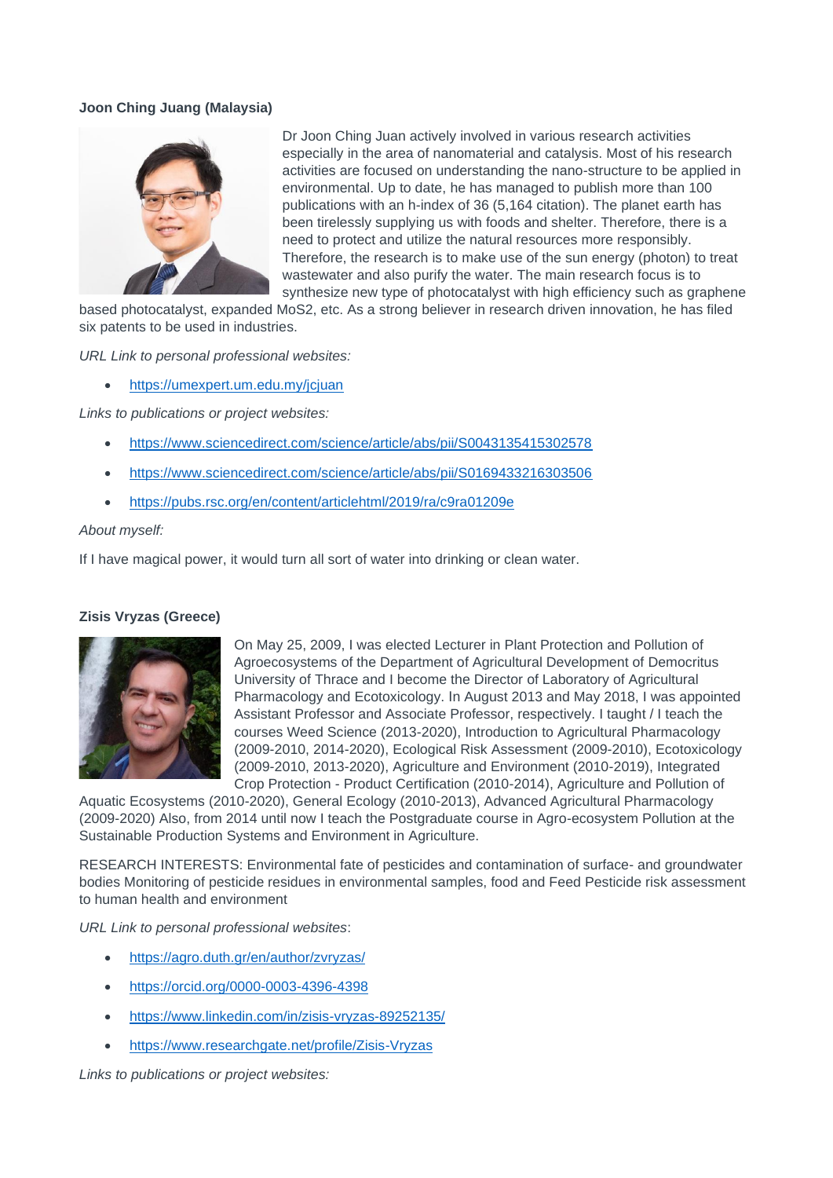**Joon Ching Juang (Malaysia)**

Dr Joon Ching Juan actively involved in various research activities especially in the area of nanomaterial and catalysis. Most of his research activities are focused on understanding the nano-structure to be applied in environmental. Up to date, he has managed to publish more than 100 publications with an h-index of 36 (5,164 citation). The planet earth has been tirelessly supplying us with foods and shelter. Therefore, there is a need to protect and utilize the natural resources more responsibly. Therefore, the research is to make use of the sun energy (photon) to treat wastewater and also purify the water. The main research focus is to synthesize new type of photocatalyst with high efficiency such as graphene based photocatalyst, expanded MoS2, etc. As a strong believer in research driven innovation, he has filed six patents to be used in industries.

*URL Link to personal professional websites:*

- https://umexpert.um.edu.my/jcjuan

*Links to publications or project websites:*

- https://www.sciencedirect.com/science/article/abs/pii/S0043135415302578
- https://www.sciencedirect.com/science/article/abs/pii/S0169433216303506
- https://pubs.rsc.org/en/content/articlehtml/2019/ra/c9ra01209e

*About myself:*

If I have magical power, it would turn all sort of water into drinking or clean water.

**Zisis Vryzas (Greece)**

On May 25, 2009, I was elected Lecturer in Plant Protection and Pollution of Agroecosystems of the Department of Agricultural Development of Democritus University of Thrace and I become the Director of Laboratory of Agricultural Pharmacology and Ecotoxicology. In August 2013 and May 2018, I was appointed Assistant Professor and Associate Professor, respectively. I taught / I teach the courses Weed Science (2013-2020), Introduction to Agricultural Pharmacology (2009-2010, 2014-2020), Ecological Risk Assessment (2009-2010), Ecotoxicology (2009-2010, 2013-2020), Agriculture and Environment (2010-2019), Integrated Crop Protection - Product Certification (2010-2014), Agriculture and Pollution of Aquatic Ecosystems (2010-2020), General Ecology (2010-2013), Advanced Agricultural Pharmacology (2009-2020) Also, from 2014 until now I teach the Postgraduate course in Agro-ecosystem Pollution at the Sustainable Production Systems and Environment in Agriculture.

RESEARCH INTERESTS: Environmental fate of pesticides and contamination of surface- and groundwater bodies Monitoring of pesticide residues in environmental samples, food and Feed Pesticide risk assessment to human health and environment

*URL Link to personal professional websites*:

- https://agro.duth.gr/en/author/zvryzas/
- https://orcid.org/0000-0003-4396-4398
- https://www.linkedin.com/in/zisis-vryzas-89252135/
- https://www.researchgate.net/profile/Zisis-Vryzas

*Links to publications or project websites:*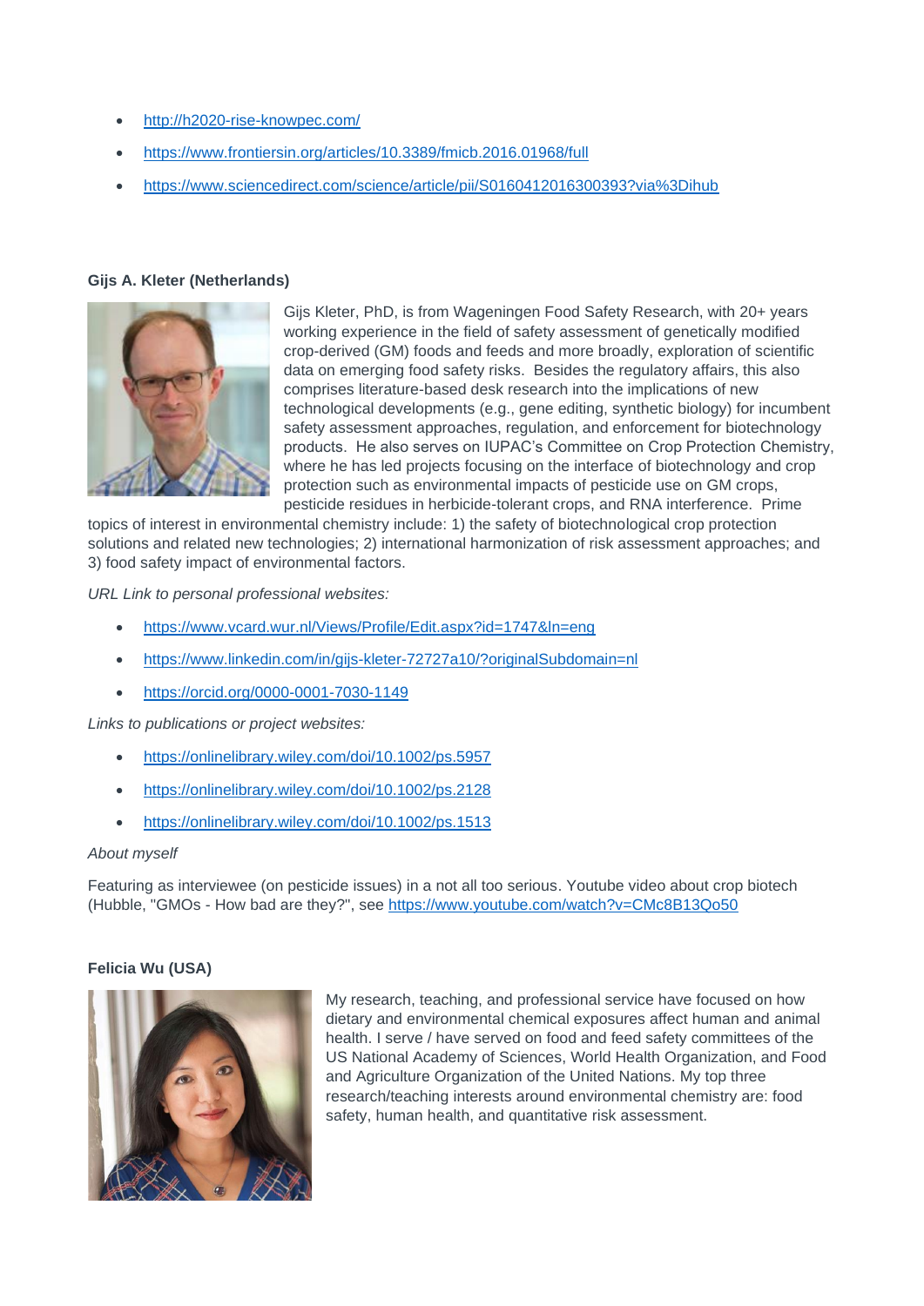- http://h2020-rise-knowpec.com/
- https://www.frontiersin.org/articles/10.3389/fmicb.2016.01968/full
- https://www.sciencedirect.com/science/article/pii/S0160412016300393?via%3Dihub

**Gijs A. Kleter (Netherlands)**

Gijs Kleter, PhD, is from Wageningen Food Safety Research, with 20+ years working experience in the field of safety assessment of genetically modified crop-derived (GM) foods and feeds and more broadly, exploration of scientific data on emerging food safety risks. Besides the regulatory affairs, this also comprises literature-based desk research into the implications of new technological developments (e.g., gene editing, synthetic biology) for incumbent safety assessment approaches, regulation, and enforcement for biotechnology products. He also serves on IUPAC's Committee on Crop Protection Chemistry, where he has led projects focusing on the interface of biotechnology and crop protection such as environmental impacts of pesticide use on GM crops, pesticide residues in herbicide-tolerant crops, and RNA interference. Prime topics of interest in environmental chemistry include: 1) the safety of biotechnological crop protection solutions and related new technologies; 2) international harmonization of risk assessment approaches; and 3) food safety impact of environmental factors.

*URL Link to personal professional websites:*

- https://www.vcard.wur.nl/Views/Profile/Edit.aspx?id=1747&ln=eng
- https://www.linkedin.com/in/gijs-kleter-72727a10/?originalSubdomain=nl
- https://orcid.org/0000-0001-7030-1149

*Links to publications or project websites:*

- https://onlinelibrary.wiley.com/doi/10.1002/ps.5957
- https://onlinelibrary.wiley.com/doi/10.1002/ps.2128
- https://onlinelibrary.wiley.com/doi/10.1002/ps.1513

*About myself*

Featuring as interviewee (on pesticide issues) in a not all too serious. Youtube video about crop biotech (Hubble, "GMOs - How bad are they?", see https://www.youtube.com/watch?v=CMc8B13Qo50

**Felicia Wu (USA)**

My research, teaching, and professional service have focused on how dietary and environmental chemical exposures affect human and animal health. I serve / have served on food and feed safety committees of the US National Academy of Sciences, World Health Organization, and Food and Agriculture Organization of the United Nations. My top three research/teaching interests around environmental chemistry are: food safety, human health, and quantitative risk assessment.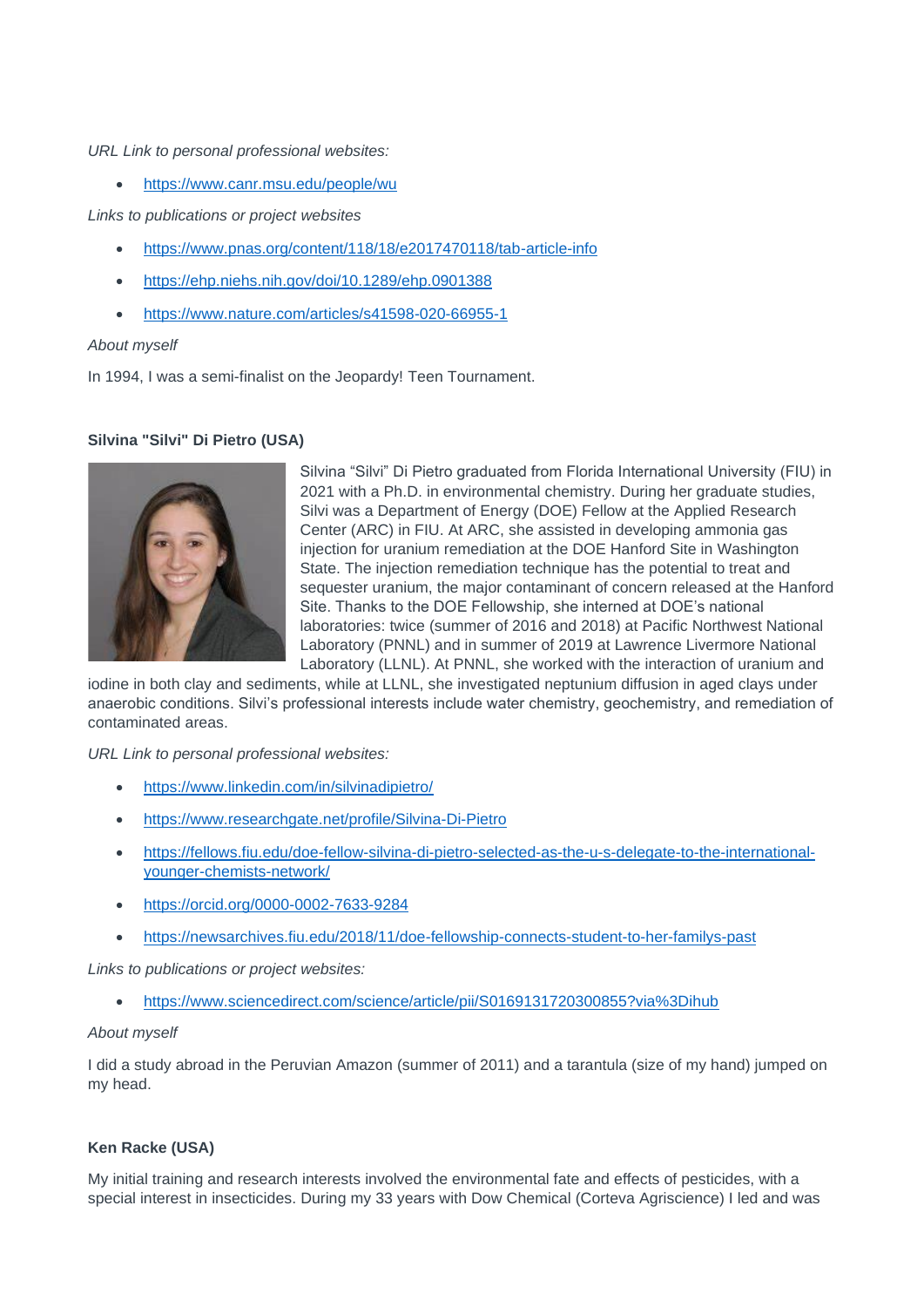*URL Link to personal professional websites:*

- https://www.canr.msu.edu/people/wu

*Links to publications or project websites*

- https://www.pnas.org/content/118/18/e2017470118/tab-article-info
- https://ehp.niehs.nih.gov/doi/10.1289/ehp.0901388
- https://www.nature.com/articles/s41598-020-66955-1

*About myself*

In 1994, I was a semi-finalist on the Jeopardy! Teen Tournament.

**Silvina "Silvi" Di Pietro (USA)**

Silvina "Silvi" Di Pietro graduated from Florida International University (FIU) in 2021 with a Ph.D. in environmental chemistry. During her graduate studies, Silvi was a Department of Energy (DOE) Fellow at the Applied Research Center (ARC) in FIU. At ARC, she assisted in developing ammonia gas injection for uranium remediation at the DOE Hanford Site in Washington State. The injection remediation technique has the potential to treat and sequester uranium, the major contaminant of concern released at the Hanford Site. Thanks to the DOE Fellowship, she interned at DOE's national laboratories: twice (summer of 2016 and 2018) at Pacific Northwest National Laboratory (PNNL) and in summer of 2019 at Lawrence Livermore National Laboratory (LLNL). At PNNL, she worked with the interaction of uranium and iodine in both clay and sediments, while at LLNL, she investigated neptunium diffusion in aged clays under anaerobic conditions. Silvi's professional interests include water chemistry, geochemistry, and remediation of contaminated areas.

*URL Link to personal professional websites:*

- https://www.linkedin.com/in/silvinadipietro/
- https://www.researchgate.net/profile/Silvina-Di-Pietro
- https://fellows.fiu.edu/doe-fellow-silvina-di-pietro-selected-as-the-u-s-delegate-to-the-international-younger-chemists-network/
- https://orcid.org/0000-0002-7633-9284
- https://newsarchives.fiu.edu/2018/11/doe-fellowship-connects-student-to-her-familys-past

*Links to publications or project websites:*

- https://www.sciencedirect.com/science/article/pii/S0169131720300855?via%3Dihub

*About myself*

I did a study abroad in the Peruvian Amazon (summer of 2011) and a tarantula (size of my hand) jumped on my head.

**Ken Racke (USA)**

My initial training and research interests involved the environmental fate and effects of pesticides, with a special interest in insecticides. During my 33 years with Dow Chemical (Corteva Agriscience) I led and was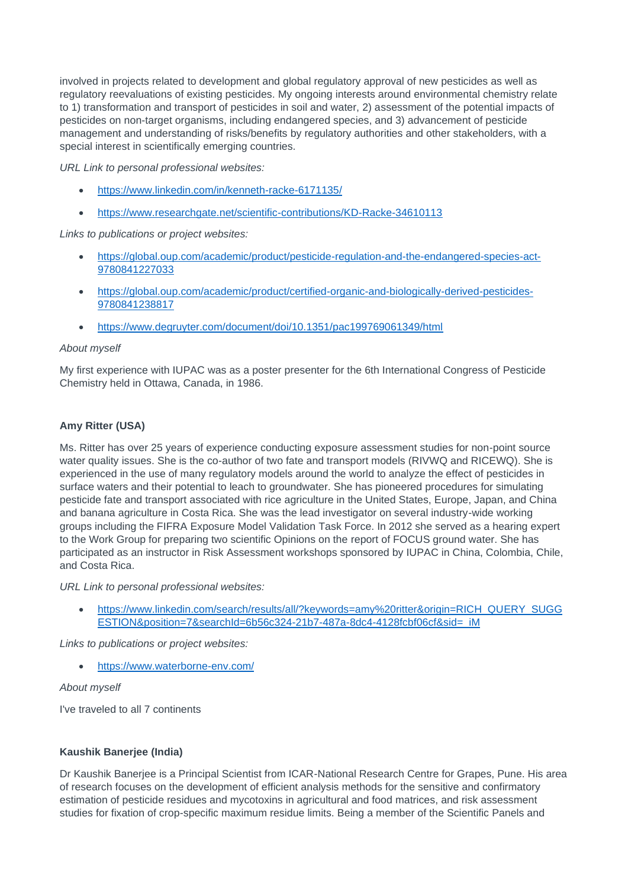involved in projects related to development and global regulatory approval of new pesticides as well as regulatory reevaluations of existing pesticides. My ongoing interests around environmental chemistry relate to 1) transformation and transport of pesticides in soil and water, 2) assessment of the potential impacts of pesticides on non-target organisms, including endangered species, and 3) advancement of pesticide management and understanding of risks/benefits by regulatory authorities and other stakeholders, with a special interest in scientifically emerging countries.

*URL Link to personal professional websites:*

- https://www.linkedin.com/in/kenneth-racke-6171135/
- https://www.researchgate.net/scientific-contributions/KD-Racke-34610113

*Links to publications or project websites:*

- https://global.oup.com/academic/product/pesticide-regulation-and-the-endangered-species-act-9780841227033
- https://global.oup.com/academic/product/certified-organic-and-biologically-derived-pesticides-9780841238817
- https://www.degruyter.com/document/doi/10.1351/pac199769061349/html

*About myself*

My first experience with IUPAC was as a poster presenter for the 6th International Congress of Pesticide Chemistry held in Ottawa, Canada, in 1986.

**Amy Ritter (USA)**

Ms. Ritter has over 25 years of experience conducting exposure assessment studies for non-point source water quality issues. She is the co-author of two fate and transport models (RIVWQ and RICEWQ). She is experienced in the use of many regulatory models around the world to analyze the effect of pesticides in surface waters and their potential to leach to groundwater. She has pioneered procedures for simulating pesticide fate and transport associated with rice agriculture in the United States, Europe, Japan, and China and banana agriculture in Costa Rica. She was the lead investigator on several industry-wide working groups including the FIFRA Exposure Model Validation Task Force. In 2012 she served as a hearing expert to the Work Group for preparing two scientific Opinions on the report of FOCUS ground water. She has participated as an instructor in Risk Assessment workshops sponsored by IUPAC in China, Colombia, Chile, and Costa Rica.

*URL Link to personal professional websites:*

- https://www.linkedin.com/search/results/all/?keywords=amy%20ritter&origin=RICH_QUERY_SUGGESTION&position=7&searchId=6b56c324-21b7-487a-8dc4-4128fcbf06cf&sid=_iM

*Links to publications or project websites:*

- https://www.waterborne-env.com/

*About myself*

I've traveled to all 7 continents

**Kaushik Banerjee (India)**

Dr Kaushik Banerjee is a Principal Scientist from ICAR-National Research Centre for Grapes, Pune. His area of research focuses on the development of efficient analysis methods for the sensitive and confirmatory estimation of pesticide residues and mycotoxins in agricultural and food matrices, and risk assessment studies for fixation of crop-specific maximum residue limits. Being a member of the Scientific Panels and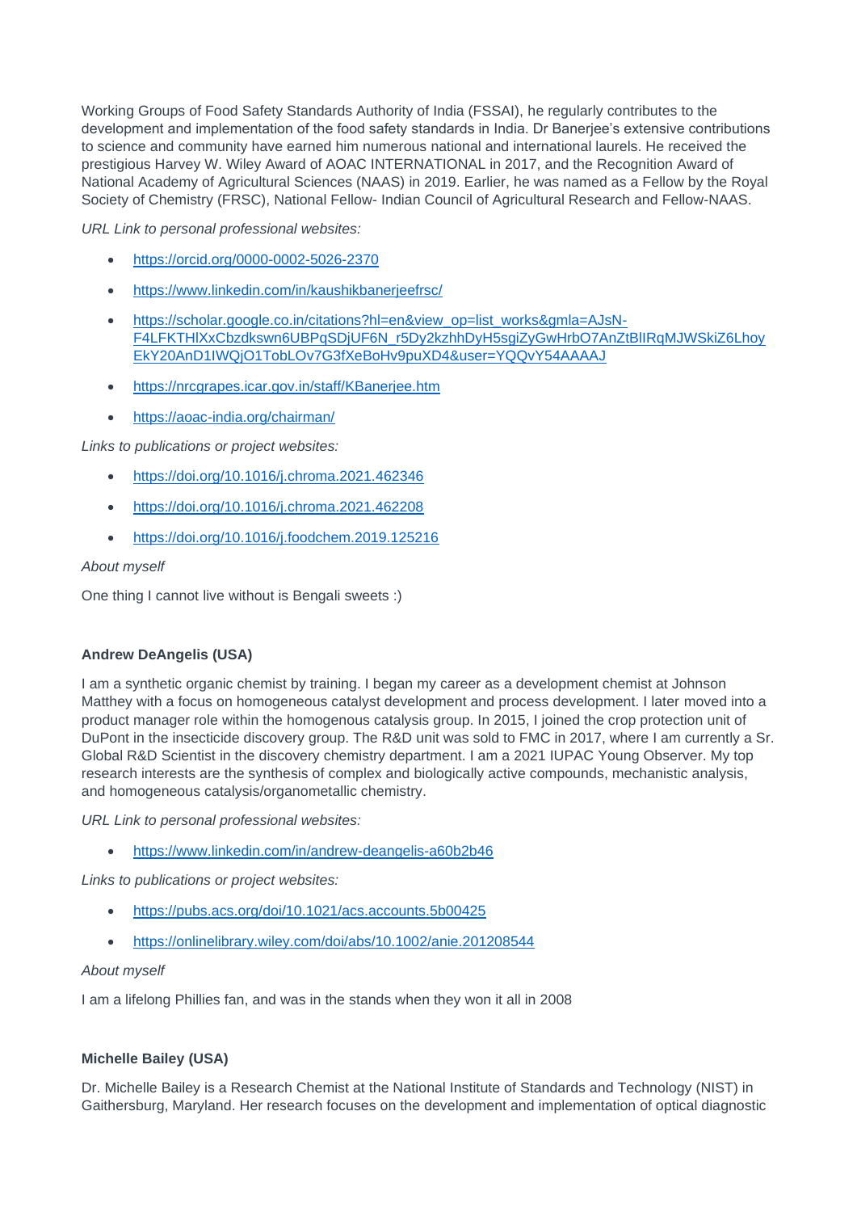Working Groups of Food Safety Standards Authority of India (FSSAI), he regularly contributes to the development and implementation of the food safety standards in India. Dr Banerjee's extensive contributions to science and community have earned him numerous national and international laurels. He received the prestigious Harvey W. Wiley Award of AOAC INTERNATIONAL in 2017, and the Recognition Award of National Academy of Agricultural Sciences (NAAS) in 2019. Earlier, he was named as a Fellow by the Royal Society of Chemistry (FRSC), National Fellow- Indian Council of Agricultural Research and Fellow-NAAS.

*URL Link to personal professional websites:*

- https://orcid.org/0000-0002-5026-2370
- https://www.linkedin.com/in/kaushikbanerjeefrsc/
- https://scholar.google.co.in/citations?hl=en&view_op=list_works&gmla=AJsN-F4LFKTHlXxCbzdkswn6UBPqSDjUF6N_r5Dy2kzhhDyH5sgiZyGwHrbO7AnZtBlIRqMJWSkiZ6LhoyEkY20AnD1IWQjO1TobLOv7G3fXeBoHv9puXD4&user=YQQvY54AAAAJ
- https://nrcgrapes.icar.gov.in/staff/KBanerjee.htm
- https://aoac-india.org/chairman/

*Links to publications or project websites:*

- https://doi.org/10.1016/j.chroma.2021.462346
- https://doi.org/10.1016/j.chroma.2021.462208
- https://doi.org/10.1016/j.foodchem.2019.125216

*About myself*

One thing I cannot live without is Bengali sweets :)

**Andrew DeAngelis (USA)**

I am a synthetic organic chemist by training. I began my career as a development chemist at Johnson Matthey with a focus on homogeneous catalyst development and process development. I later moved into a product manager role within the homogenous catalysis group. In 2015, I joined the crop protection unit of DuPont in the insecticide discovery group. The R&D unit was sold to FMC in 2017, where I am currently a Sr. Global R&D Scientist in the discovery chemistry department. I am a 2021 IUPAC Young Observer. My top research interests are the synthesis of complex and biologically active compounds, mechanistic analysis, and homogeneous catalysis/organometallic chemistry.

*URL Link to personal professional websites:*

- https://www.linkedin.com/in/andrew-deangelis-a60b2b46

*Links to publications or project websites:*

- https://pubs.acs.org/doi/10.1021/acs.accounts.5b00425
- https://onlinelibrary.wiley.com/doi/abs/10.1002/anie.201208544

*About myself*

I am a lifelong Phillies fan, and was in the stands when they won it all in 2008

**Michelle Bailey (USA)**

Dr. Michelle Bailey is a Research Chemist at the National Institute of Standards and Technology (NIST) in Gaithersburg, Maryland. Her research focuses on the development and implementation of optical diagnostic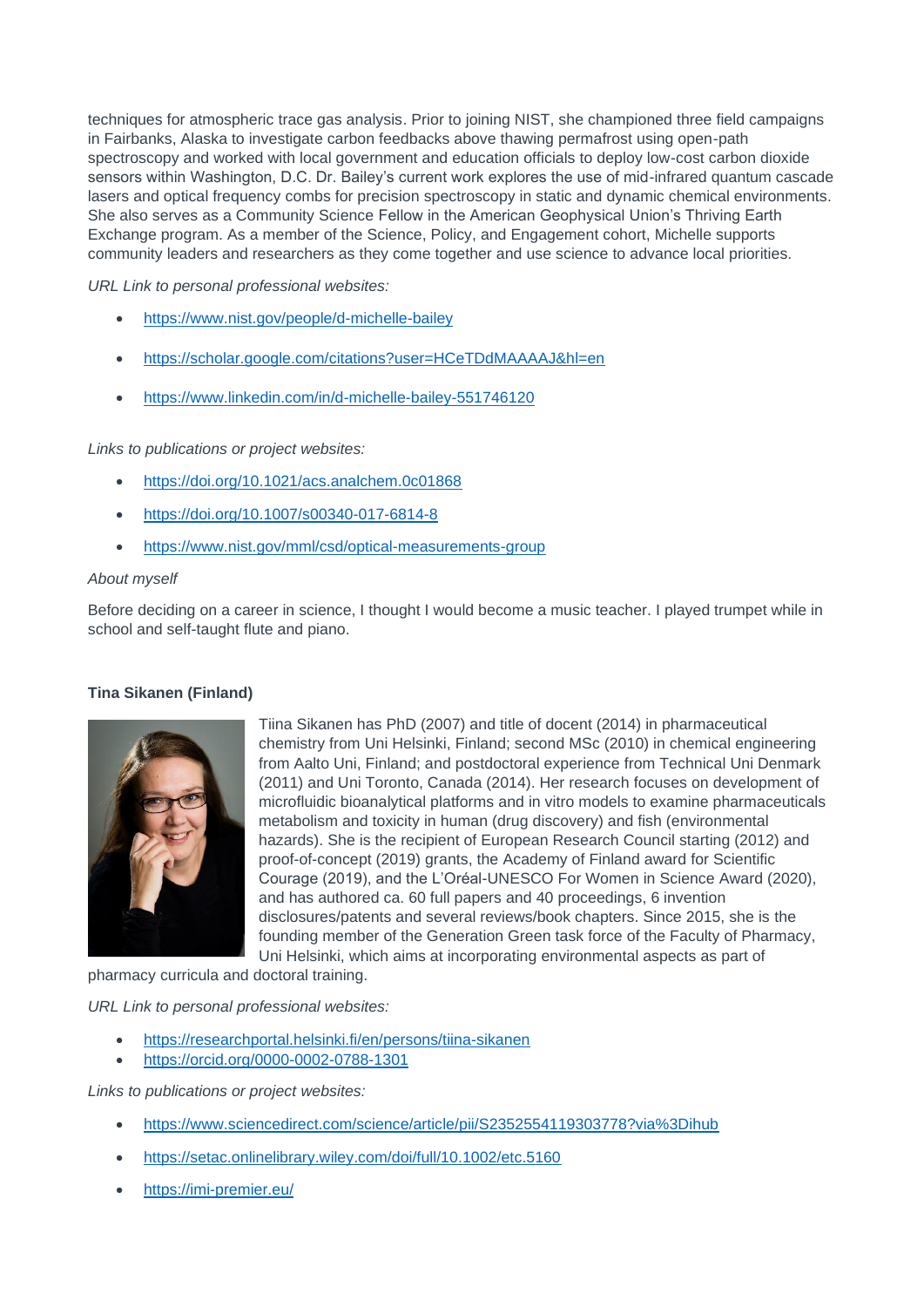techniques for atmospheric trace gas analysis. Prior to joining NIST, she championed three field campaigns in Fairbanks, Alaska to investigate carbon feedbacks above thawing permafrost using open-path spectroscopy and worked with local government and education officials to deploy low-cost carbon dioxide sensors within Washington, D.C. Dr. Bailey's current work explores the use of mid-infrared quantum cascade lasers and optical frequency combs for precision spectroscopy in static and dynamic chemical environments. She also serves as a Community Science Fellow in the American Geophysical Union's Thriving Earth Exchange program. As a member of the Science, Policy, and Engagement cohort, Michelle supports community leaders and researchers as they come together and use science to advance local priorities.

*URL Link to personal professional websites:*

- https://www.nist.gov/people/d-michelle-bailey
- https://scholar.google.com/citations?user=HCeTDdMAAAAJ&hl=en
- https://www.linkedin.com/in/d-michelle-bailey-551746120

*Links to publications or project websites:*

- https://doi.org/10.1021/acs.analchem.0c01868
- https://doi.org/10.1007/s00340-017-6814-8
- https://www.nist.gov/mml/csd/optical-measurements-group

*About myself*

Before deciding on a career in science, I thought I would become a music teacher. I played trumpet while in school and self-taught flute and piano.

**Tina Sikanen (Finland)**

Tiina Sikanen has PhD (2007) and title of docent (2014) in pharmaceutical chemistry from Uni Helsinki, Finland; second MSc (2010) in chemical engineering from Aalto Uni, Finland; and postdoctoral experience from Technical Uni Denmark (2011) and Uni Toronto, Canada (2014). Her research focuses on development of microfluidic bioanalytical platforms and in vitro models to examine pharmaceuticals metabolism and toxicity in human (drug discovery) and fish (environmental hazards). She is the recipient of European Research Council starting (2012) and proof-of-concept (2019) grants, the Academy of Finland award for Scientific Courage (2019), and the L'Oréal-UNESCO For Women in Science Award (2020), and has authored ca. 60 full papers and 40 proceedings, 6 invention disclosures/patents and several reviews/book chapters. Since 2015, she is the founding member of the Generation Green task force of the Faculty of Pharmacy, Uni Helsinki, which aims at incorporating environmental aspects as part of pharmacy curricula and doctoral training.

*URL Link to personal professional websites:*

- https://researchportal.helsinki.fi/en/persons/tiina-sikanen
- https://orcid.org/0000-0002-0788-1301

*Links to publications or project websites:*

- https://www.sciencedirect.com/science/article/pii/S2352554119303778?via%3Dihub
- https://setac.onlinelibrary.wiley.com/doi/full/10.1002/etc.5160
- https://imi-premier.eu/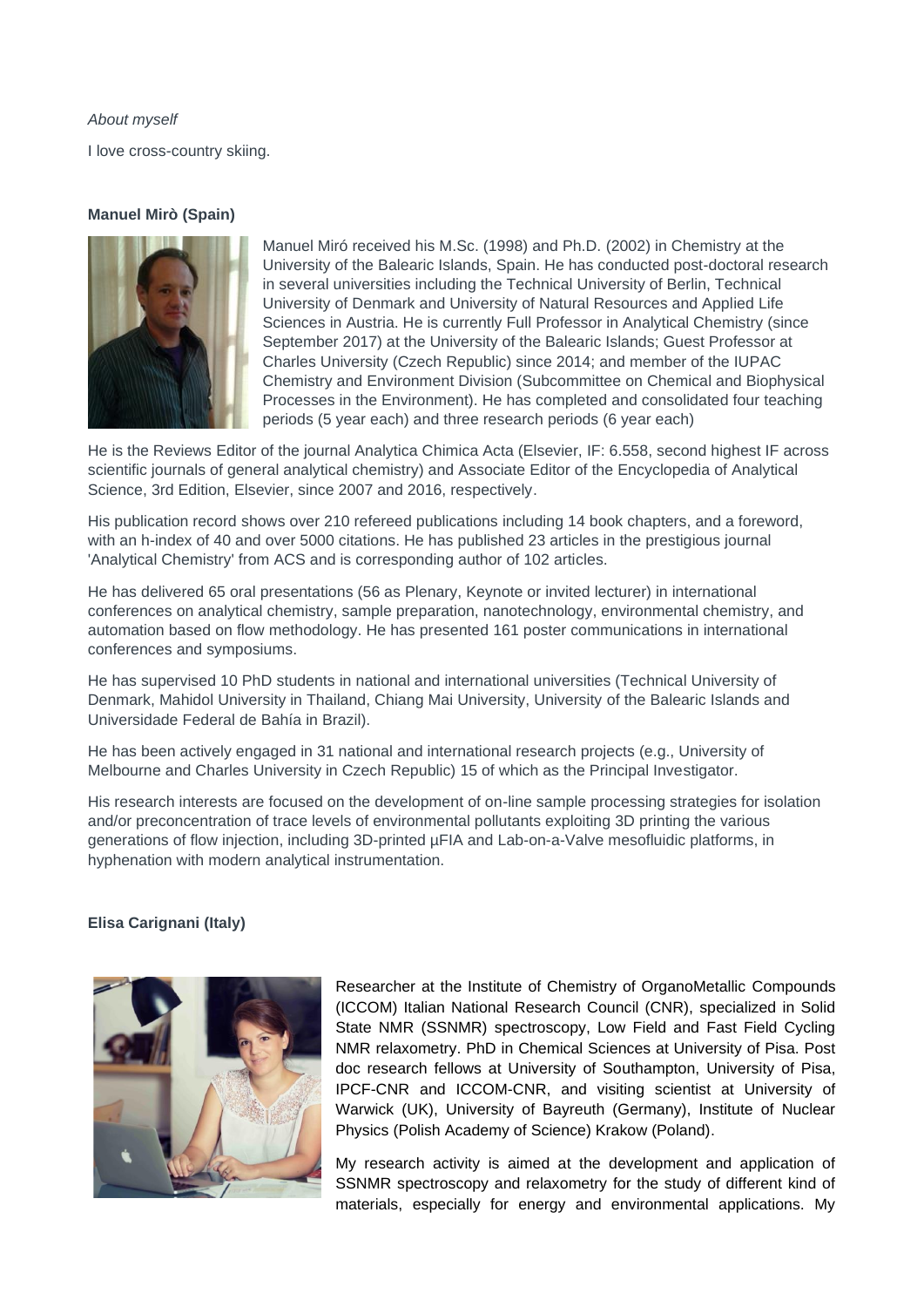*About myself*

I love cross-country skiing.

**Manuel Mirò (Spain)**

Manuel Miró received his M.Sc. (1998) and Ph.D. (2002) in Chemistry at the University of the Balearic Islands, Spain. He has conducted post-doctoral research in several universities including the Technical University of Berlin, Technical University of Denmark and University of Natural Resources and Applied Life Sciences in Austria. He is currently Full Professor in Analytical Chemistry (since September 2017) at the University of the Balearic Islands; Guest Professor at Charles University (Czech Republic) since 2014; and member of the IUPAC Chemistry and Environment Division (Subcommittee on Chemical and Biophysical Processes in the Environment). He has completed and consolidated four teaching periods (5 year each) and three research periods (6 year each)

He is the Reviews Editor of the journal Analytica Chimica Acta (Elsevier, IF: 6.558, second highest IF across scientific journals of general analytical chemistry) and Associate Editor of the Encyclopedia of Analytical Science, 3rd Edition, Elsevier, since 2007 and 2016, respectively.

His publication record shows over 210 refereed publications including 14 book chapters, and a foreword, with an h-index of 40 and over 5000 citations. He has published 23 articles in the prestigious journal 'Analytical Chemistry' from ACS and is corresponding author of 102 articles.

He has delivered 65 oral presentations (56 as Plenary, Keynote or invited lecturer) in international conferences on analytical chemistry, sample preparation, nanotechnology, environmental chemistry, and automation based on flow methodology. He has presented 161 poster communications in international conferences and symposiums.

He has supervised 10 PhD students in national and international universities (Technical University of Denmark, Mahidol University in Thailand, Chiang Mai University, University of the Balearic Islands and Universidade Federal de Bahía in Brazil).

He has been actively engaged in 31 national and international research projects (e.g., University of Melbourne and Charles University in Czech Republic) 15 of which as the Principal Investigator.

His research interests are focused on the development of on-line sample processing strategies for isolation and/or preconcentration of trace levels of environmental pollutants exploiting 3D printing the various generations of flow injection, including 3D-printed µFIA and Lab-on-a-Valve mesofluidic platforms, in hyphenation with modern analytical instrumentation.

**Elisa Carignani (Italy)**

Researcher at the Institute of Chemistry of OrganoMetallic Compounds (ICCOM) Italian National Research Council (CNR), specialized in Solid State NMR (SSNMR) spectroscopy, Low Field and Fast Field Cycling NMR relaxometry. PhD in Chemical Sciences at University of Pisa. Post doc research fellows at University of Southampton, University of Pisa, IPCF-CNR and ICCOM-CNR, and visiting scientist at University of Warwick (UK), University of Bayreuth (Germany), Institute of Nuclear Physics (Polish Academy of Science) Krakow (Poland).

My research activity is aimed at the development and application of SSNMR spectroscopy and relaxometry for the study of different kind of materials, especially for energy and environmental applications. My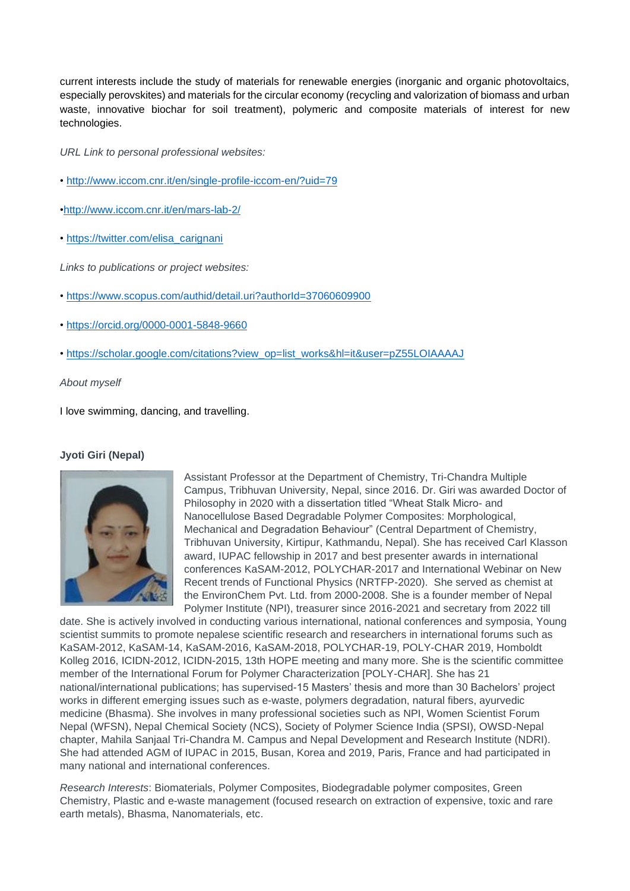current interests include the study of materials for renewable energies (inorganic and organic photovoltaics, especially perovskites) and materials for the circular economy (recycling and valorization of biomass and urban waste, innovative biochar for soil treatment), polymeric and composite materials of interest for new technologies.

*URL Link to personal professional websites:*

- http://www.iccom.cnr.it/en/single-profile-iccom-en/?uid=79
- http://www.iccom.cnr.it/en/mars-lab-2/
- https://twitter.com/elisa_carignani

*Links to publications or project websites:*

- https://www.scopus.com/authid/detail.uri?authorId=37060609900
- https://orcid.org/0000-0001-5848-9660
- https://scholar.google.com/citations?view_op=list_works&hl=it&user=pZ55LOIAAAAJ

*About myself*

I love swimming, dancing, and travelling.

**Jyoti Giri (Nepal)**

Assistant Professor at the Department of Chemistry, Tri-Chandra Multiple Campus, Tribhuvan University, Nepal, since 2016. Dr. Giri was awarded Doctor of Philosophy in 2020 with a dissertation titled "Wheat Stalk Micro- and Nanocellulose Based Degradable Polymer Composites: Morphological, Mechanical and Degradation Behaviour" (Central Department of Chemistry, Tribhuvan University, Kirtipur, Kathmandu, Nepal). She has received Carl Klasson award, IUPAC fellowship in 2017 and best presenter awards in international conferences KaSAM-2012, POLYCHAR-2017 and International Webinar on New Recent trends of Functional Physics (NRTFP-2020). She served as chemist at the EnvironChem Pvt. Ltd. from 2000-2008. She is a founder member of Nepal Polymer Institute (NPI), treasurer since 2016-2021 and secretary from 2022 till date. She is actively involved in conducting various international, national conferences and symposia, Young scientist summits to promote nepalese scientific research and researchers in international forums such as KaSAM-2012, KaSAM-14, KaSAM-2016, KaSAM-2018, POLYCHAR-19, POLY-CHAR 2019, Homboldt Kolleg 2016, ICIDN-2012, ICIDN-2015, 13th HOPE meeting and many more. She is the scientific committee member of the International Forum for Polymer Characterization [POLY-CHAR]. She has 21 national/international publications; has supervised-15 Masters' thesis and more than 30 Bachelors' project works in different emerging issues such as e-waste, polymers degradation, natural fibers, ayurvedic medicine (Bhasma). She involves in many professional societies such as NPI, Women Scientist Forum Nepal (WFSN), Nepal Chemical Society (NCS), Society of Polymer Science India (SPSI), OWSD-Nepal chapter, Mahila Sanjaal Tri-Chandra M. Campus and Nepal Development and Research Institute (NDRI). She had attended AGM of IUPAC in 2015, Busan, Korea and 2019, Paris, France and had participated in many national and international conferences.

*Research Interests*: Biomaterials, Polymer Composites, Biodegradable polymer composites, Green Chemistry, Plastic and e-waste management (focused research on extraction of expensive, toxic and rare earth metals), Bhasma, Nanomaterials, etc.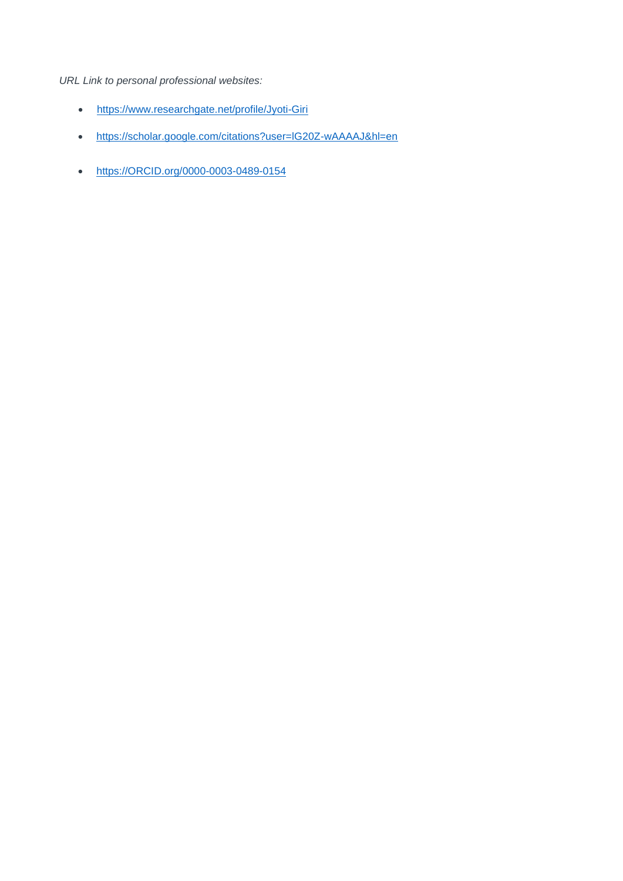*URL Link to personal professional websites:*

- https://www.researchgate.net/profile/Jyoti-Giri
- https://scholar.google.com/citations?user=lG20Z-wAAAAJ&hl=en
- https://ORCID.org/0000-0003-0489-0154